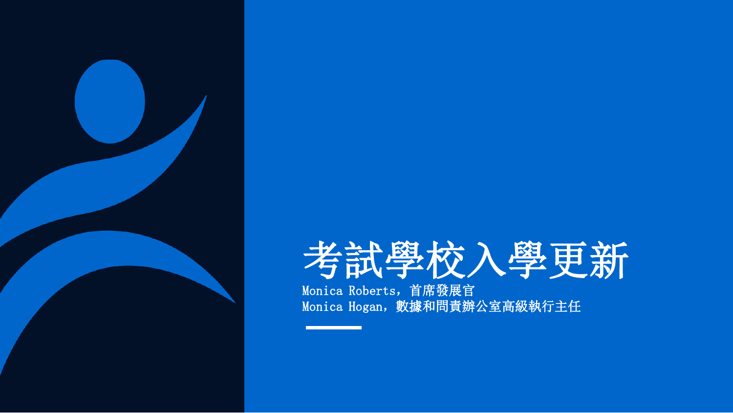# 考試學校入學更新

Monica Roberts，首席發展官

Monica Hogan，數據和問責辦公室高級執行主任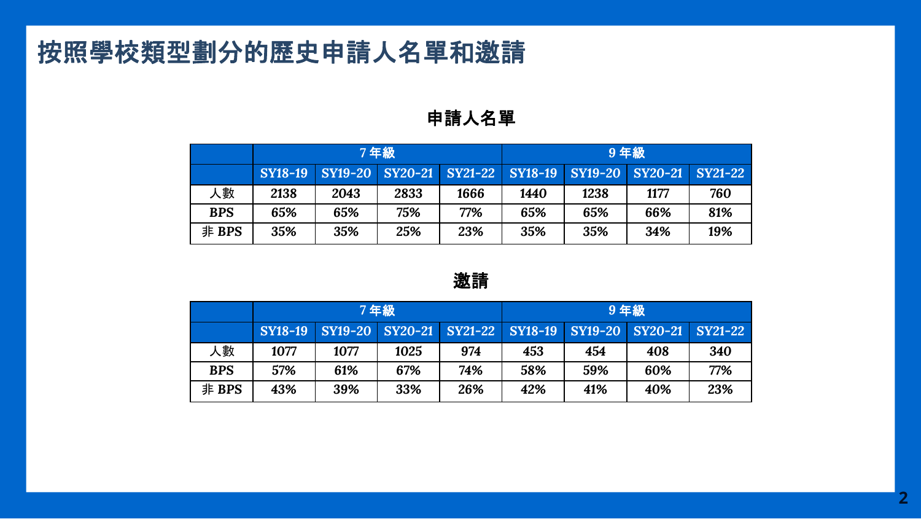# 按照學校類型劃分的歷史申請人名單和邀請

## 申請人名單

| | 7 年級 | | | | 9 年級 | | | |
|---|---|---|---|---|---|---|---|---|
| | SY18-19 | SY19-20 | SY20-21 | SY21-22 | SY18-19 | SY19-20 | SY20-21 | SY21-22 |
| 人數 | 2138 | 2043 | 2833 | 1666 | 1440 | 1238 | 1177 | 760 |
| BPS | 65% | 65% | 75% | 77% | 65% | 65% | 66% | 81% |
| 非 BPS | 35% | 35% | 25% | 23% | 35% | 35% | 34% | 19% |

## 邀請

| | 7 年級 | | | | 9 年級 | | | |
|---|---|---|---|---|---|---|---|---|
| | SY18-19 | SY19-20 | SY20-21 | SY21-22 | SY18-19 | SY19-20 | SY20-21 | SY21-22 |
| 人數 | 1077 | 1077 | 1025 | 974 | 453 | 454 | 408 | 340 |
| BPS | 57% | 61% | 67% | 74% | 58% | 59% | 60% | 77% |
| 非 BPS | 43% | 39% | 33% | 26% | 42% | 41% | 40% | 23% |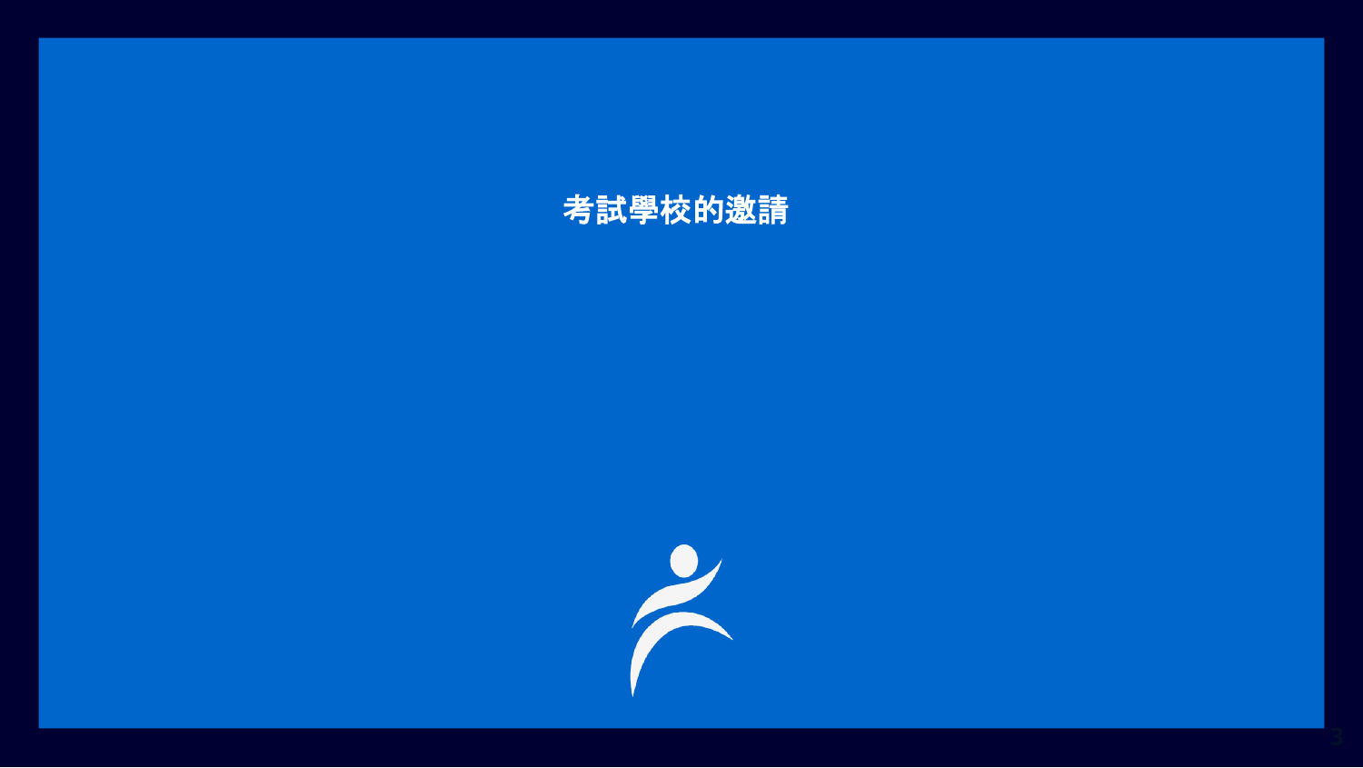# 考試學校的邀請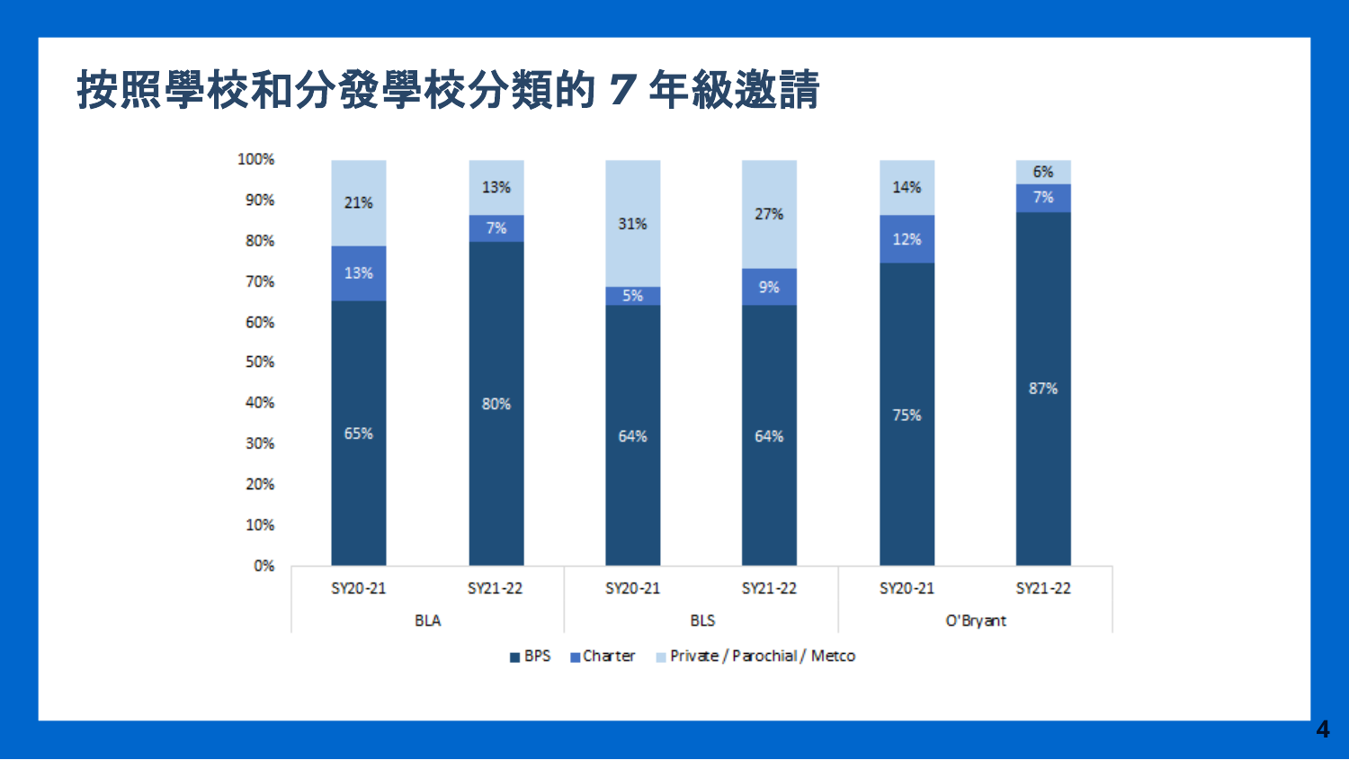# 按照學校和分發學校分類的 7 年級邀請

| 學校 | 學年 | BPS | Charter | Private / Parochial / Metco |
| --- | --- | --- | --- | --- |
| BLA | SY20-21 | 65% | 13% | 21% |
| BLA | SY21-22 | 80% | 7% | 13% |
| BLS | SY20-21 | 64% | 5% | 31% |
| BLS | SY21-22 | 64% | 9% | 27% |
| O'Bryant | SY20-21 | 75% | 12% | 14% |
| O'Bryant | SY21-22 | 87% | 7% | 6% |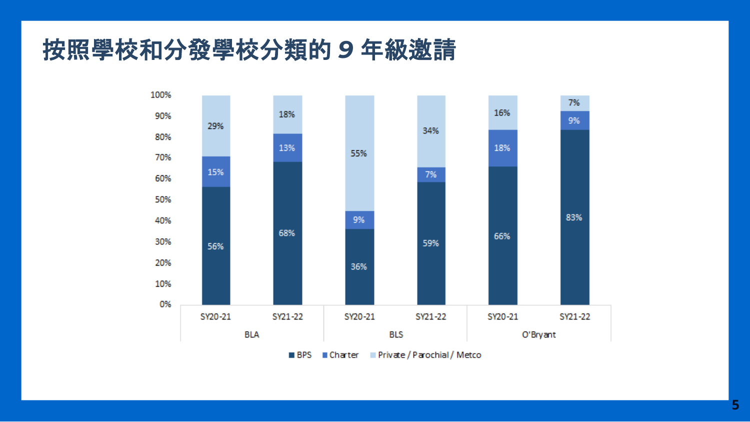# 按照學校和分發學校分類的 9 年級邀請

| School | Year | BPS | Charter | Private / Parochial / Metco |
|---|---|---|---|---|
| BLA | SY20-21 | 56% | 15% | 29% |
| BLA | SY21-22 | 68% | 13% | 18% |
| BLS | SY20-21 | 36% | 9% | 55% |
| BLS | SY21-22 | 59% | 7% | 34% |
| O'Bryant | SY20-21 | 66% | 18% | 16% |
| O'Bryant | SY21-22 | 83% | 9% | 7% |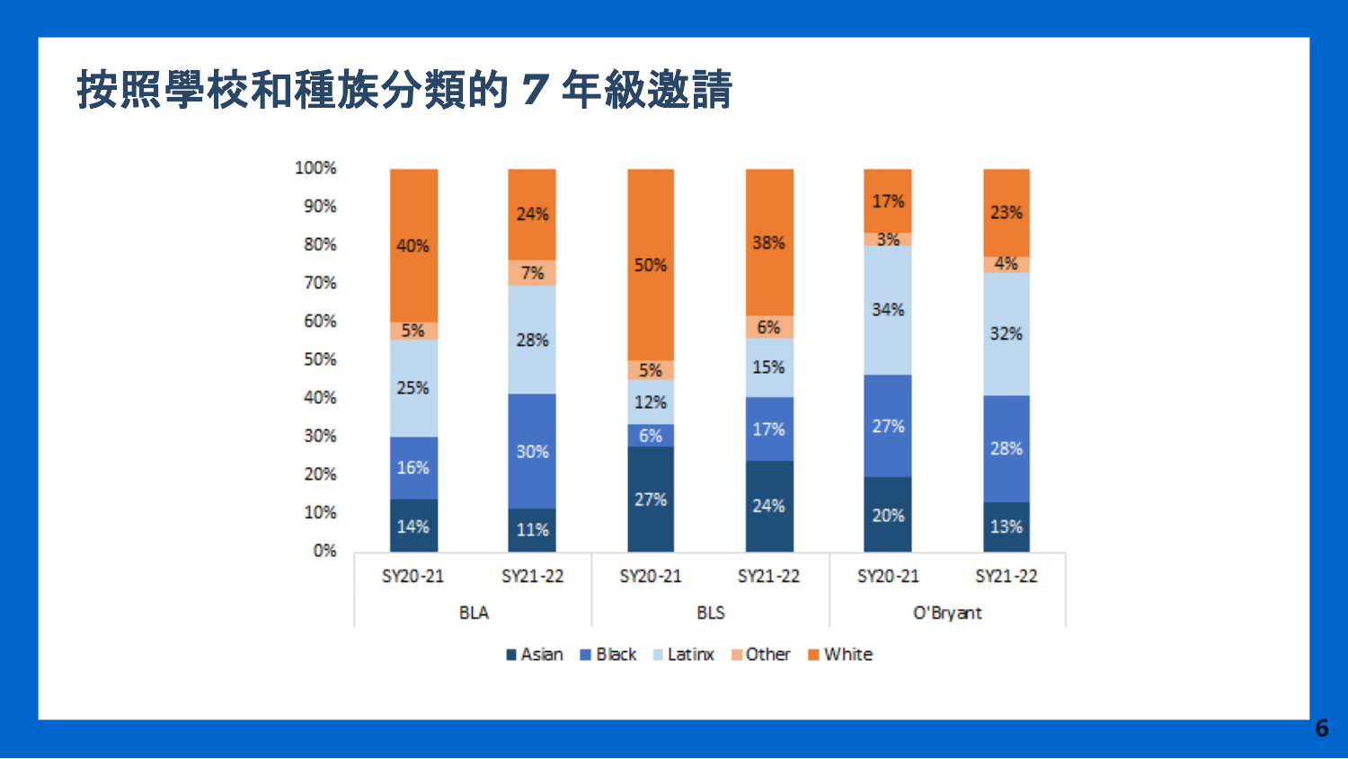# 按照學校和種族分類的 7 年級邀請

| 學校 | 學年 | Asian | Black | Latinx | Other | White |
|---|---|---|---|---|---|---|
| BLA | SY20-21 | 14% | 16% | 25% | 5% | 40% |
| BLA | SY21-22 | 11% | 30% | 28% | 7% | 24% |
| BLS | SY20-21 | 27% | 6% | 12% | 5% | 50% |
| BLS | SY21-22 | 24% | 17% | 15% | 6% | 38% |
| O'Bryant | SY20-21 | 20% | 27% | 34% | 3% | 17% |
| O'Bryant | SY21-22 | 13% | 28% | 32% | 4% | 23% |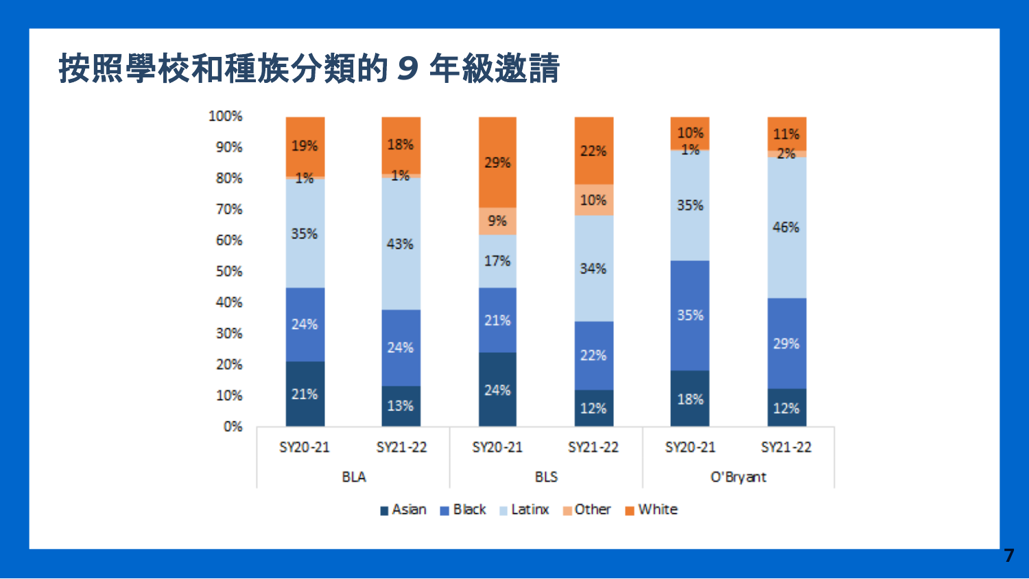# 按照學校和種族分類的 9 年級邀請

| School | Year | Asian | Black | Latinx | Other | White |
|---|---|---|---|---|---|---|
| BLA | SY20-21 | 21% | 24% | 35% | 1% | 19% |
| BLA | SY21-22 | 13% | 24% | 43% | 1% | 18% |
| BLS | SY20-21 | 24% | 21% | 17% | 9% | 29% |
| BLS | SY21-22 | 12% | 22% | 34% | 10% | 22% |
| O'Bryant | SY20-21 | 18% | 35% | 35% | 1% | 10% |
| O'Bryant | SY21-22 | 12% | 29% | 46% | 2% | 11% |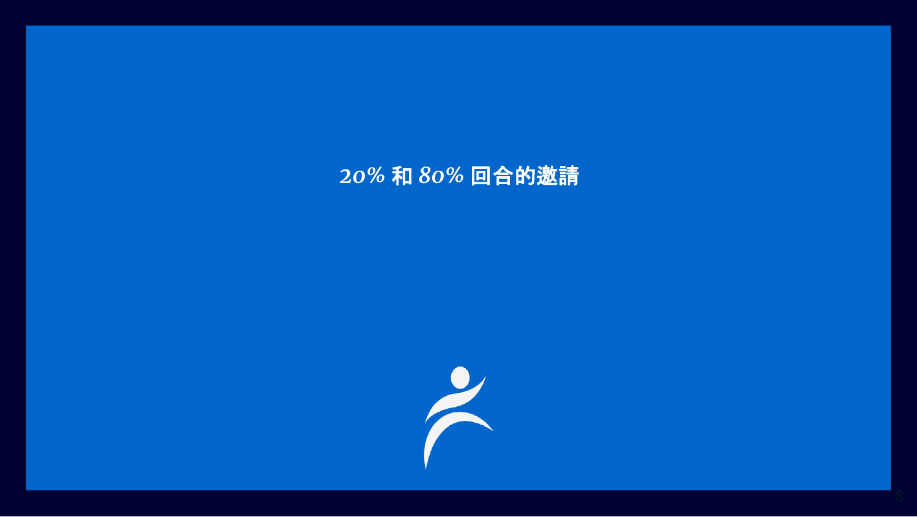# 20% 和 80% 回合的邀請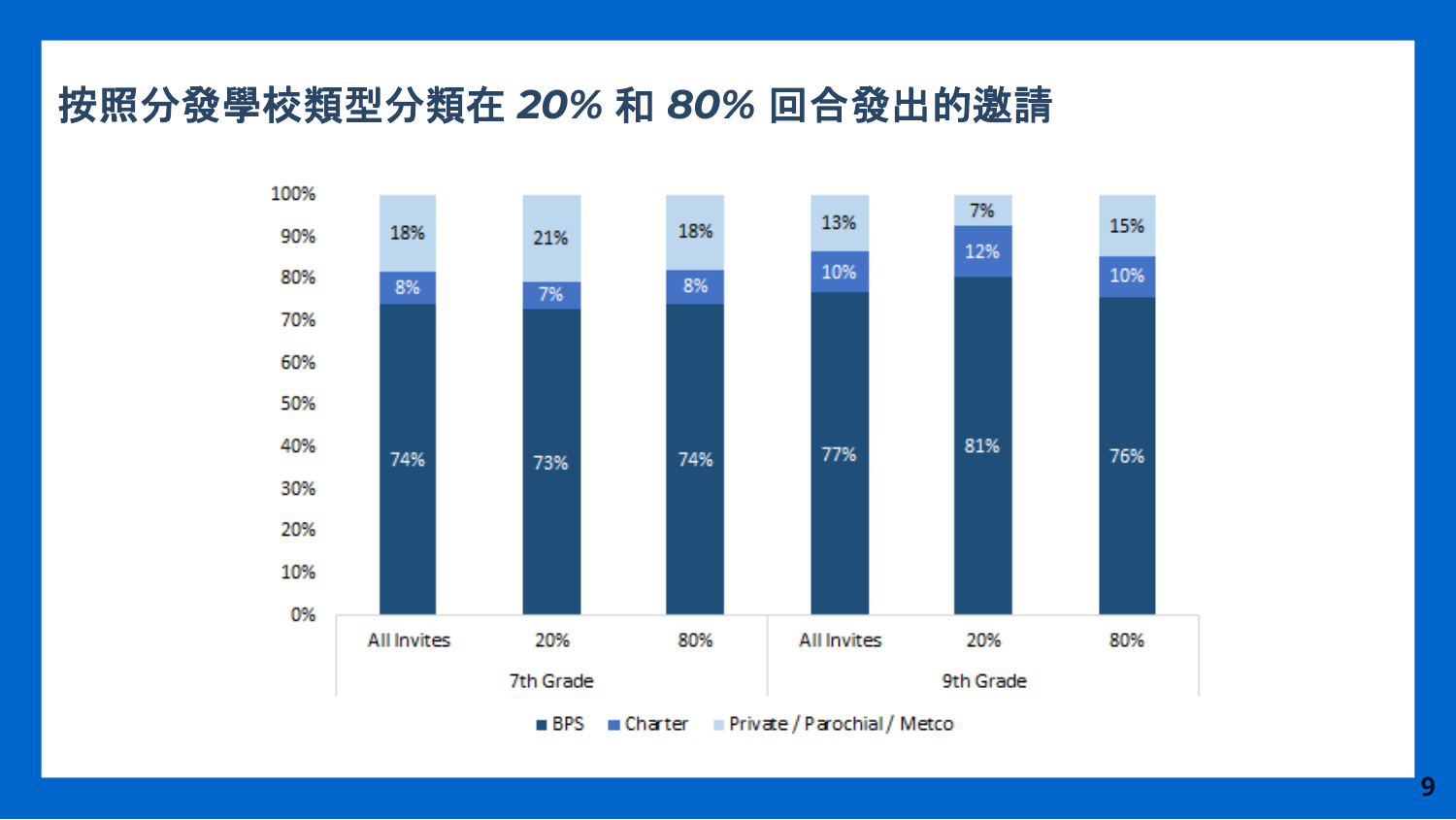# 按照分發學校類型分類在 *20%* 和 *80%* 回合發出的邀請

| | 7th Grade – All Invites | 7th Grade – 20% | 7th Grade – 80% | 9th Grade – All Invites | 9th Grade – 20% | 9th Grade – 80% |
|---|---|---|---|---|---|---|
| BPS | 74% | 73% | 74% | 77% | 81% | 76% |
| Charter | 8% | 7% | 8% | 10% | 12% | 10% |
| Private / Parochial / Metco | 18% | 21% | 18% | 13% | 7% | 15% |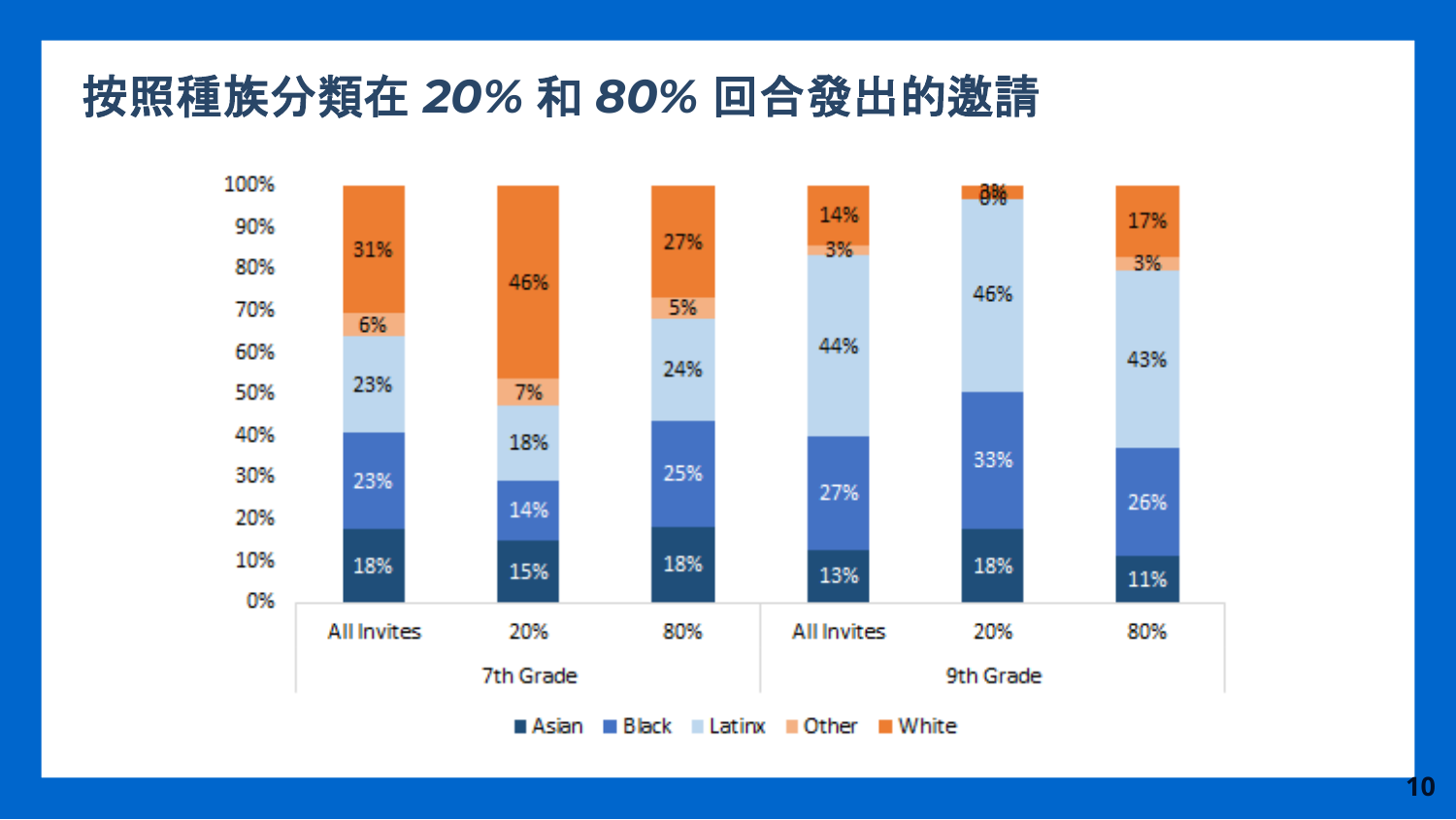# 按照種族分類在 *20%* 和 *80%* 回合發出的邀請

| | 7th Grade | | | 9th Grade | | |
|---|---|---|---|---|---|---|
| | All Invites | 20% | 80% | All Invites | 20% | 80% |
| Asian | 18% | 15% | 18% | 13% | 18% | 11% |
| Black | 23% | 14% | 25% | 27% | 33% | 26% |
| Latinx | 23% | 18% | 24% | 44% | 46% | 43% |
| Other | 6% | 7% | 5% | 3% | 0% | 3% |
| White | 31% | 46% | 27% | 14% | 3% | 17% |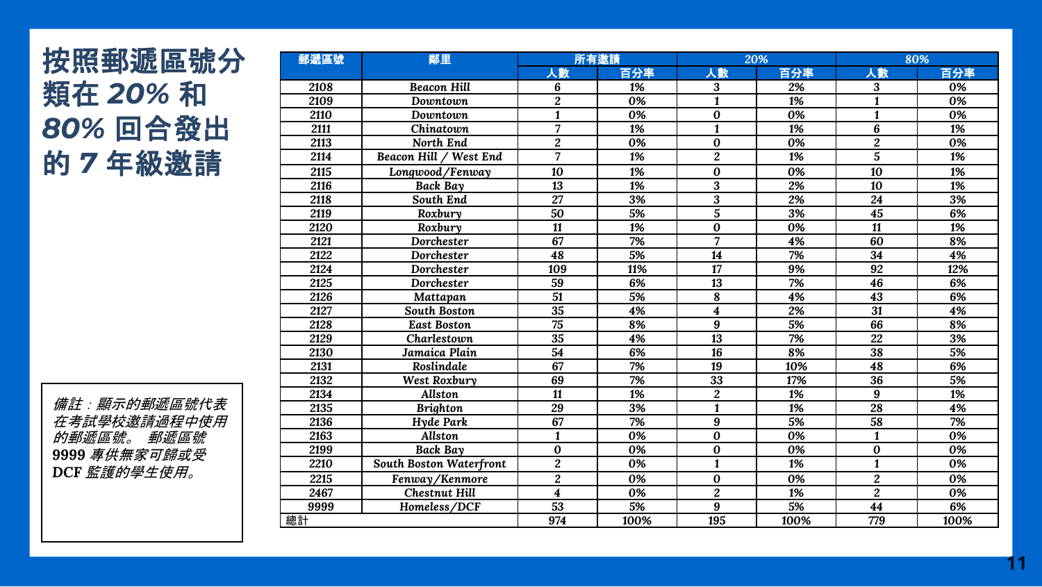# 按照郵遞區號分類在 20% 和 80% 回合發出的 7 年級邀請

| 郵遞區號 | 鄰里 | 所有邀請 | | 20% | | 80% | |
|---|---|---|---|---|---|---|---|
| | | 人數 | 百分率 | 人數 | 百分率 | 人數 | 百分率 |
| 2108 | Beacon Hill | 6 | 1% | 3 | 2% | 3 | 0% |
| 2109 | Downtown | 2 | 0% | 1 | 1% | 1 | 0% |
| 2110 | Downtown | 1 | 0% | 0 | 0% | 1 | 0% |
| 2111 | Chinatown | 7 | 1% | 1 | 1% | 6 | 1% |
| 2113 | North End | 2 | 0% | 0 | 0% | 2 | 0% |
| 2114 | Beacon Hill / West End | 7 | 1% | 2 | 1% | 5 | 1% |
| 2115 | Longwood/Fenway | 10 | 1% | 0 | 0% | 10 | 1% |
| 2116 | Back Bay | 13 | 1% | 3 | 2% | 10 | 1% |
| 2118 | South End | 27 | 3% | 3 | 2% | 24 | 3% |
| 2119 | Roxbury | 50 | 5% | 5 | 3% | 45 | 6% |
| 2120 | Roxbury | 11 | 1% | 0 | 0% | 11 | 1% |
| 2121 | Dorchester | 67 | 7% | 7 | 4% | 60 | 8% |
| 2122 | Dorchester | 48 | 5% | 14 | 7% | 34 | 4% |
| 2124 | Dorchester | 109 | 11% | 17 | 9% | 92 | 12% |
| 2125 | Dorchester | 59 | 6% | 13 | 7% | 46 | 6% |
| 2126 | Mattapan | 51 | 5% | 8 | 4% | 43 | 6% |
| 2127 | South Boston | 35 | 4% | 4 | 2% | 31 | 4% |
| 2128 | East Boston | 75 | 8% | 9 | 5% | 66 | 8% |
| 2129 | Charlestown | 35 | 4% | 13 | 7% | 22 | 3% |
| 2130 | Jamaica Plain | 54 | 6% | 16 | 8% | 38 | 5% |
| 2131 | Roslindale | 67 | 7% | 19 | 10% | 48 | 6% |
| 2132 | West Roxbury | 69 | 7% | 33 | 17% | 36 | 5% |
| 2134 | Allston | 11 | 1% | 2 | 1% | 9 | 1% |
| 2135 | Brighton | 29 | 3% | 1 | 1% | 28 | 4% |
| 2136 | Hyde Park | 67 | 7% | 9 | 5% | 58 | 7% |
| 2163 | Allston | 1 | 0% | 0 | 0% | 1 | 0% |
| 2199 | Back Bay | 0 | 0% | 0 | 0% | 0 | 0% |
| 2210 | South Boston Waterfront | 2 | 0% | 1 | 1% | 1 | 0% |
| 2215 | Fenway/Kenmore | 2 | 0% | 0 | 0% | 2 | 0% |
| 2467 | Chestnut Hill | 4 | 0% | 2 | 1% | 2 | 0% |
| 9999 | Homeless/DCF | 53 | 5% | 9 | 5% | 44 | 6% |
| 總計 | | 974 | 100% | 195 | 100% | 779 | 100% |

*備註：顯示的郵遞區號代表在考試學校邀請過程中使用的郵遞區號。 郵遞區號* **9999** *專供無家可歸或受* **DCF** *監護的學生使用。*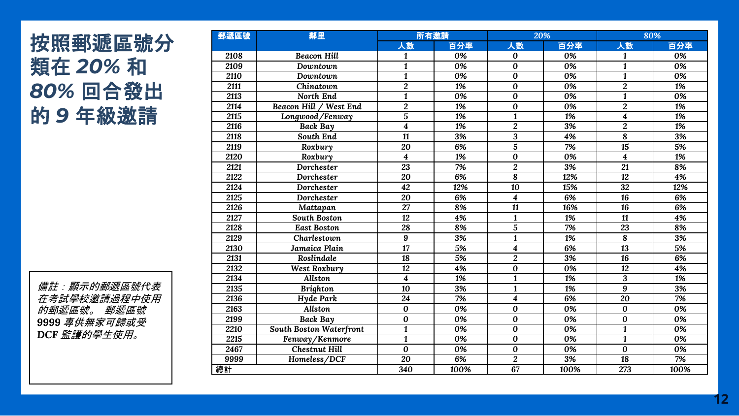# 按照郵遞區號分類在 20% 和 80% 回合發出的 9 年級邀請

| 郵遞區號 | 鄰里 | 所有邀請 | | 20% | | 80% | |
|---|---|---|---|---|---|---|---|
| | | 人數 | 百分率 | 人數 | 百分率 | 人數 | 百分率 |
| 2108 | Beacon Hill | 1 | 0% | 0 | 0% | 1 | 0% |
| 2109 | Downtown | 1 | 0% | 0 | 0% | 1 | 0% |
| 2110 | Downtown | 1 | 0% | 0 | 0% | 1 | 0% |
| 2111 | Chinatown | 2 | 1% | 0 | 0% | 2 | 1% |
| 2113 | North End | 1 | 0% | 0 | 0% | 1 | 0% |
| 2114 | Beacon Hill / West End | 2 | 1% | 0 | 0% | 2 | 1% |
| 2115 | Longwood/Fenway | 5 | 1% | 1 | 1% | 4 | 1% |
| 2116 | Back Bay | 4 | 1% | 2 | 3% | 2 | 1% |
| 2118 | South End | 11 | 3% | 3 | 4% | 8 | 3% |
| 2119 | Roxbury | 20 | 6% | 5 | 7% | 15 | 5% |
| 2120 | Roxbury | 4 | 1% | 0 | 0% | 4 | 1% |
| 2121 | Dorchester | 23 | 7% | 2 | 3% | 21 | 8% |
| 2122 | Dorchester | 20 | 6% | 8 | 12% | 12 | 4% |
| 2124 | Dorchester | 42 | 12% | 10 | 15% | 32 | 12% |
| 2125 | Dorchester | 20 | 6% | 4 | 6% | 16 | 6% |
| 2126 | Mattapan | 27 | 8% | 11 | 16% | 16 | 6% |
| 2127 | South Boston | 12 | 4% | 1 | 1% | 11 | 4% |
| 2128 | East Boston | 28 | 8% | 5 | 7% | 23 | 8% |
| 2129 | Charlestown | 9 | 3% | 1 | 1% | 8 | 3% |
| 2130 | Jamaica Plain | 17 | 5% | 4 | 6% | 13 | 5% |
| 2131 | Roslindale | 18 | 5% | 2 | 3% | 16 | 6% |
| 2132 | West Roxbury | 12 | 4% | 0 | 0% | 12 | 4% |
| 2134 | Allston | 4 | 1% | 1 | 1% | 3 | 1% |
| 2135 | Brighton | 10 | 3% | 1 | 1% | 9 | 3% |
| 2136 | Hyde Park | 24 | 7% | 4 | 6% | 20 | 7% |
| 2163 | Allston | 0 | 0% | 0 | 0% | 0 | 0% |
| 2199 | Back Bay | 0 | 0% | 0 | 0% | 0 | 0% |
| 2210 | South Boston Waterfront | 1 | 0% | 0 | 0% | 1 | 0% |
| 2215 | Fenway/Kenmore | 1 | 0% | 0 | 0% | 1 | 0% |
| 2467 | Chestnut Hill | 0 | 0% | 0 | 0% | 0 | 0% |
| 9999 | Homeless/DCF | 20 | 6% | 2 | 3% | 18 | 7% |
| 總計 | | 340 | 100% | 67 | 100% | 273 | 100% |

*備註：顯示的郵遞區號代表在考試學校邀請過程中使用的郵遞區號。 郵遞區號* **9999** *專供無家可歸或受* **DCF** *監護的學生使用。*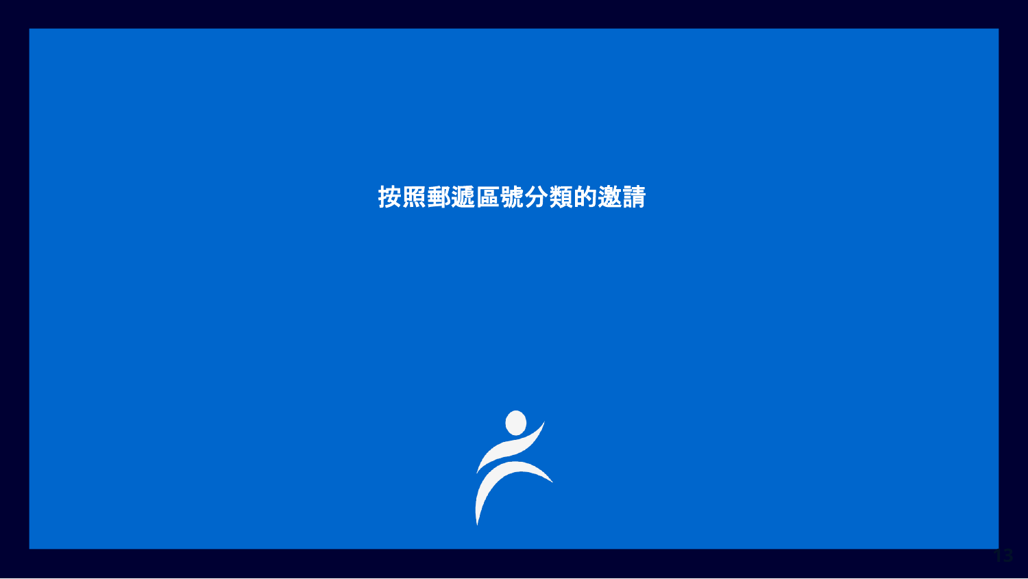# 按照郵遞區號分類的邀請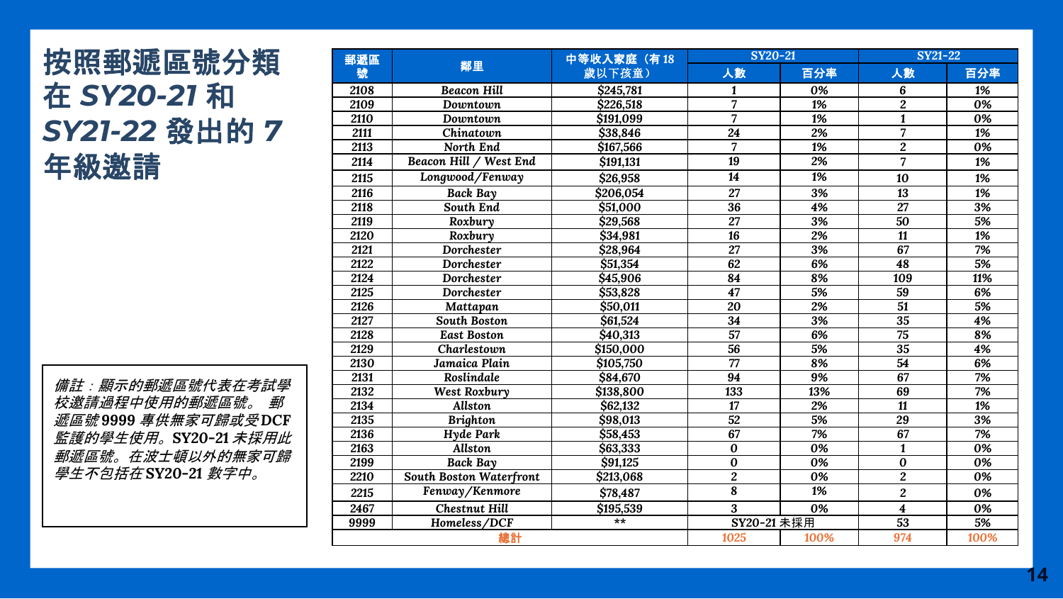# 按照郵遞區號分類在 *SY20-21* 和 *SY21-22* 發出的 *7* 年級邀請

| 郵遞區號 | 鄰里 | 中等收入家庭（有 18 歲以下孩童） | SY20-21 | | SY21-22 | |
|---|---|---|---|---|---|---|
| | | | 人數 | 百分率 | 人數 | 百分率 |
| 2108 | *Beacon Hill* | $245,781 | 1 | 0% | 6 | 1% |
| 2109 | *Downtown* | $226,518 | 7 | 1% | 2 | 0% |
| 2110 | *Downtown* | $191,099 | 7 | 1% | 1 | 0% |
| 2111 | *Chinatown* | $38,846 | 24 | 2% | 7 | 1% |
| 2113 | *North End* | $167,566 | 7 | 1% | 2 | 0% |
| 2114 | *Beacon Hill / West End* | $191,131 | 19 | 2% | 7 | 1% |
| 2115 | *Longwood/Fenway* | $26,958 | 14 | 1% | 10 | 1% |
| 2116 | *Back Bay* | $206,054 | 27 | 3% | 13 | 1% |
| 2118 | *South End* | $51,000 | 36 | 4% | 27 | 3% |
| 2119 | *Roxbury* | $29,568 | 27 | 3% | 50 | 5% |
| 2120 | *Roxbury* | $34,981 | 16 | 2% | 11 | 1% |
| 2121 | *Dorchester* | $28,964 | 27 | 3% | 67 | 7% |
| 2122 | *Dorchester* | $51,354 | 62 | 6% | 48 | 5% |
| 2124 | *Dorchester* | $45,906 | 84 | 8% | 109 | 11% |
| 2125 | *Dorchester* | $53,828 | 47 | 5% | 59 | 6% |
| 2126 | *Mattapan* | $50,011 | 20 | 2% | 51 | 5% |
| 2127 | *South Boston* | $61,524 | 34 | 3% | 35 | 4% |
| 2128 | *East Boston* | $40,313 | 57 | 6% | 75 | 8% |
| 2129 | *Charlestown* | $150,000 | 56 | 5% | 35 | 4% |
| 2130 | *Jamaica Plain* | $105,750 | 77 | 8% | 54 | 6% |
| 2131 | *Roslindale* | $84,670 | 94 | 9% | 67 | 7% |
| 2132 | *West Roxbury* | $138,800 | 133 | 13% | 69 | 7% |
| 2134 | *Allston* | $62,132 | 17 | 2% | 11 | 1% |
| 2135 | *Brighton* | $98,013 | 52 | 5% | 29 | 3% |
| 2136 | *Hyde Park* | $58,453 | 67 | 7% | 67 | 7% |
| 2163 | *Allston* | $63,333 | 0 | 0% | 1 | 0% |
| 2199 | *Back Bay* | $91,125 | 0 | 0% | 0 | 0% |
| 2210 | *South Boston Waterfront* | $213,068 | 2 | 0% | 2 | 0% |
| 2215 | *Fenway/Kenmore* | $78,487 | 8 | 1% | 2 | 0% |
| 2467 | *Chestnut Hill* | $195,539 | 3 | 0% | 4 | 0% |
| 9999 | *Homeless/DCF* | ** | SY20-21 未採用 | | 53 | 5% |
| 總計 | | | 1025 | 100% | 974 | 100% |

*備註：顯示的郵遞區號代表在考試學校邀請過程中使用的郵遞區號。 郵遞區號* **9999** *專供無家可歸或受* **DCF** *監護的學生使用。* **SY20-21** *未採用此郵遞區號。在波士頓以外的無家可歸學生不包括在* **SY20-21** *數字中。*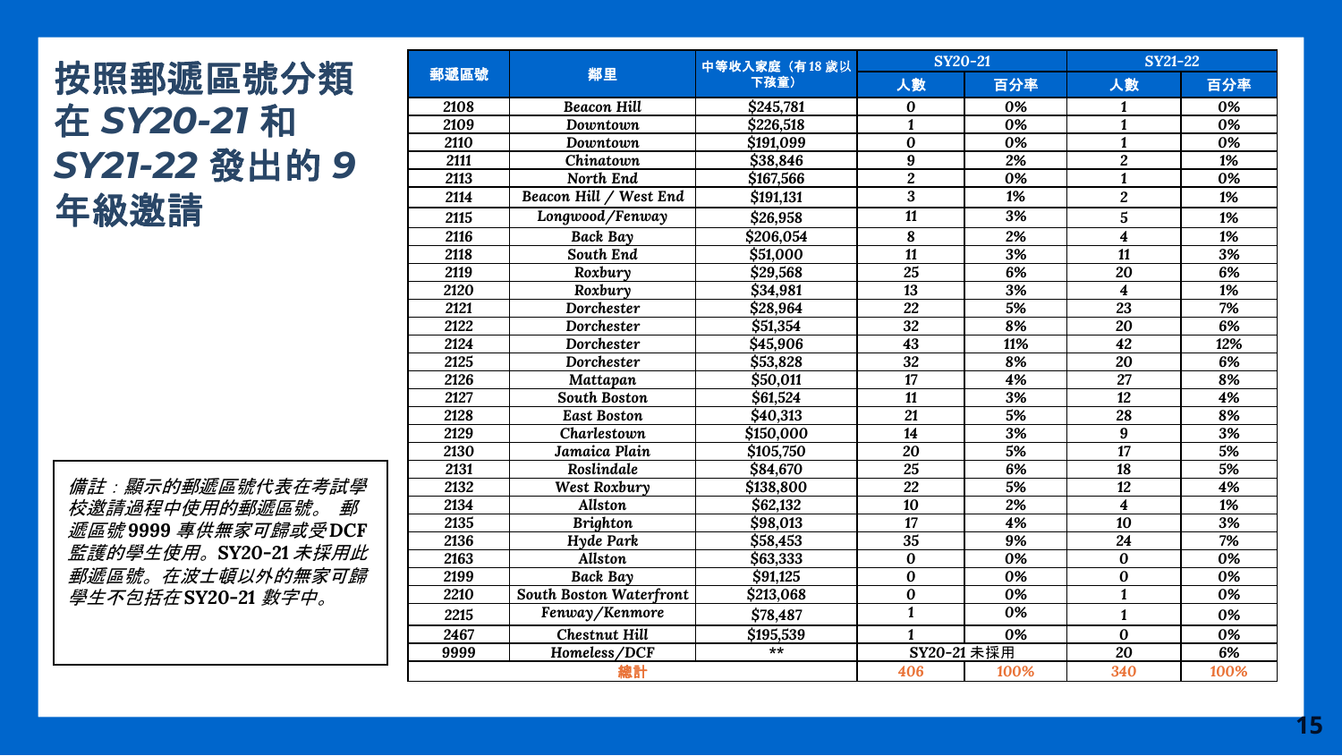# 按照郵遞區號分類在 *SY20-21* 和 *SY21-22* 發出的 9 年級邀請

*備註：顯示的郵遞區號代表在考試學校邀請過程中使用的郵遞區號。 郵遞區號* **9999** *專供無家可歸或受* **DCF** *監護的學生使用。* **SY20-21** *未採用此郵遞區號。在波士頓以外的無家可歸學生不包括在* **SY20-21** *數字中。*

| 郵遞區號 | 鄰里 | 中等收入家庭（有 18 歲以下孩童） | SY20-21 | | SY21-22 | |
|---|---|---|---|---|---|---|
| | | | 人數 | 百分率 | 人數 | 百分率 |
| 2108 | Beacon Hill | $245,781 | 0 | 0% | 1 | 0% |
| 2109 | Downtown | $226,518 | 1 | 0% | 1 | 0% |
| 2110 | Downtown | $191,099 | 0 | 0% | 1 | 0% |
| 2111 | Chinatown | $38,846 | 9 | 2% | 2 | 1% |
| 2113 | North End | $167,566 | 2 | 0% | 1 | 0% |
| 2114 | Beacon Hill / West End | $191,131 | 3 | 1% | 2 | 1% |
| 2115 | Longwood/Fenway | $26,958 | 11 | 3% | 5 | 1% |
| 2116 | Back Bay | $206,054 | 8 | 2% | 4 | 1% |
| 2118 | South End | $51,000 | 11 | 3% | 11 | 3% |
| 2119 | Roxbury | $29,568 | 25 | 6% | 20 | 6% |
| 2120 | Roxbury | $34,981 | 13 | 3% | 4 | 1% |
| 2121 | Dorchester | $28,964 | 22 | 5% | 23 | 7% |
| 2122 | Dorchester | $51,354 | 32 | 8% | 20 | 6% |
| 2124 | Dorchester | $45,906 | 43 | 11% | 42 | 12% |
| 2125 | Dorchester | $53,828 | 32 | 8% | 20 | 6% |
| 2126 | Mattapan | $50,011 | 17 | 4% | 27 | 8% |
| 2127 | South Boston | $61,524 | 11 | 3% | 12 | 4% |
| 2128 | East Boston | $40,313 | 21 | 5% | 28 | 8% |
| 2129 | Charlestown | $150,000 | 14 | 3% | 9 | 3% |
| 2130 | Jamaica Plain | $105,750 | 20 | 5% | 17 | 5% |
| 2131 | Roslindale | $84,670 | 25 | 6% | 18 | 5% |
| 2132 | West Roxbury | $138,800 | 22 | 5% | 12 | 4% |
| 2134 | Allston | $62,132 | 10 | 2% | 4 | 1% |
| 2135 | Brighton | $98,013 | 17 | 4% | 10 | 3% |
| 2136 | Hyde Park | $58,453 | 35 | 9% | 24 | 7% |
| 2163 | Allston | $63,333 | 0 | 0% | 0 | 0% |
| 2199 | Back Bay | $91,125 | 0 | 0% | 0 | 0% |
| 2210 | South Boston Waterfront | $213,068 | 0 | 0% | 1 | 0% |
| 2215 | Fenway/Kenmore | $78,487 | 1 | 0% | 1 | 0% |
| 2467 | Chestnut Hill | $195,539 | 1 | 0% | 0 | 0% |
| 9999 | Homeless/DCF | ** | SY20-21 未採用 | | 20 | 6% |
| 總計 | | | 406 | 100% | 340 | 100% |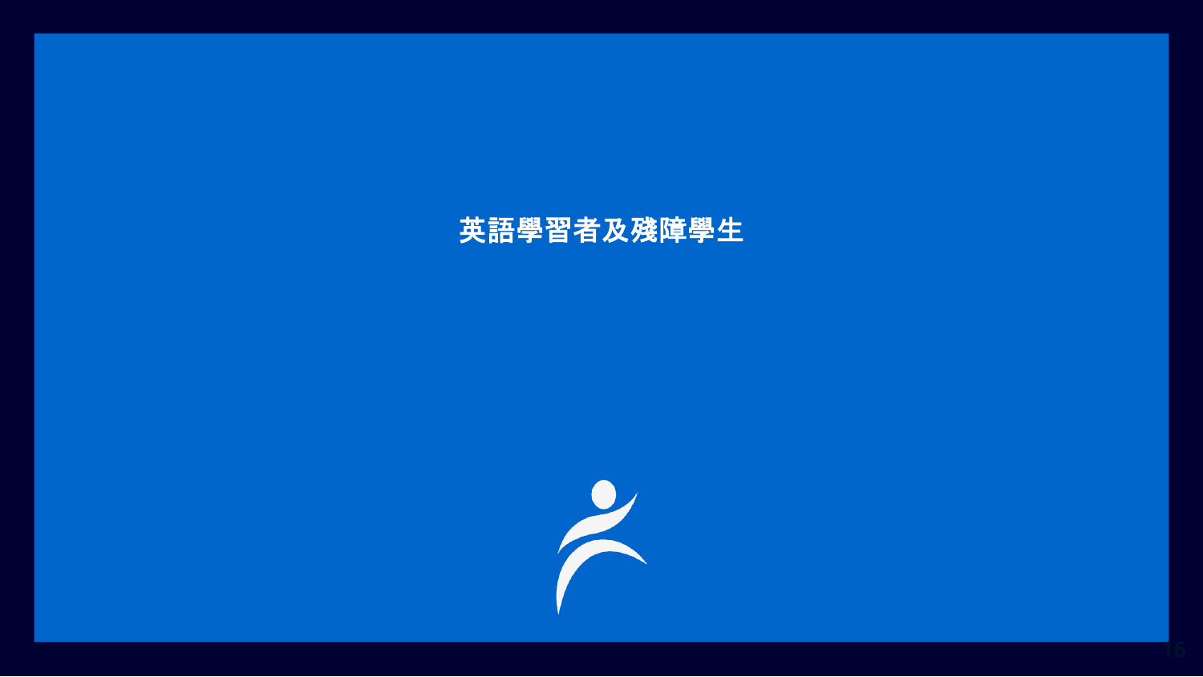# 英語學習者及殘障學生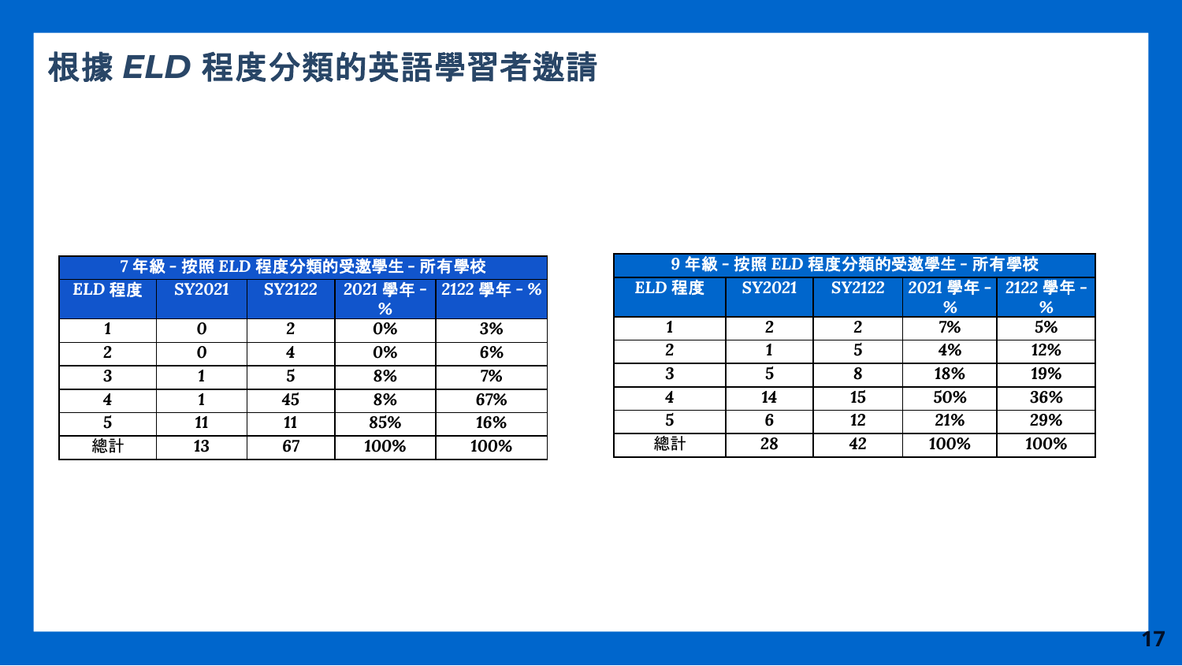# 根據 *ELD* 程度分類的英語學習者邀請

| 7 年級 - 按照 ELD 程度分類的受邀學生 - 所有學校 | | | | |
|---|---|---|---|---|
| ELD 程度 | SY2021 | SY2122 | 2021 學年 - % | 2122 學年 - % |
| 1 | 0 | 2 | 0% | 3% |
| 2 | 0 | 4 | 0% | 6% |
| 3 | 1 | 5 | 8% | 7% |
| 4 | 1 | 45 | 8% | 67% |
| 5 | 11 | 11 | 85% | 16% |
| 總計 | 13 | 67 | 100% | 100% |

| 9 年級 - 按照 ELD 程度分類的受邀學生 - 所有學校 | | | | |
|---|---|---|---|---|
| ELD 程度 | SY2021 | SY2122 | 2021 學年 - % | 2122 學年 - % |
| 1 | 2 | 2 | 7% | 5% |
| 2 | 1 | 5 | 4% | 12% |
| 3 | 5 | 8 | 18% | 19% |
| 4 | 14 | 15 | 50% | 36% |
| 5 | 6 | 12 | 21% | 29% |
| 總計 | 28 | 42 | 100% | 100% |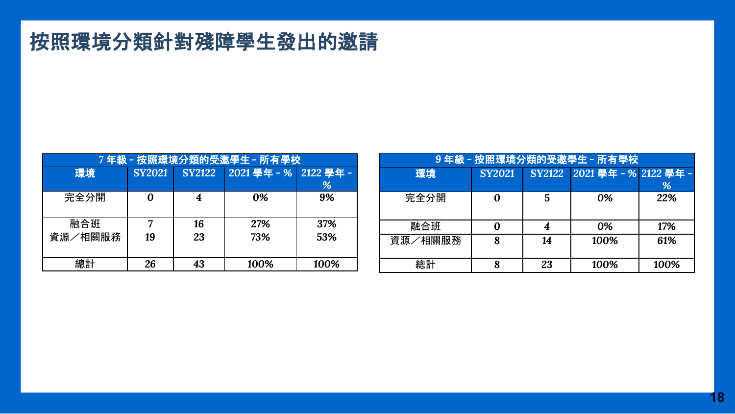# 按照環境分類針對殘障學生發出的邀請

| 7 年級 - 按照環境分類的受邀學生 - 所有學校 | | | | |
|---|---|---|---|---|
| 環境 | SY2021 | SY2122 | 2021 學年 - % | 2122 學年 - % |
| 完全分開 | 0 | 4 | 0% | 9% |
| 融合班 | 7 | 16 | 27% | 37% |
| 資源／相關服務 | 19 | 23 | 73% | 53% |
| 總計 | 26 | 43 | 100% | 100% |

| 9 年級 - 按照環境分類的受邀學生 - 所有學校 | | | | |
|---|---|---|---|---|
| 環境 | SY2021 | SY2122 | 2021 學年 - % | 2122 學年 - % |
| 完全分開 | 0 | 5 | 0% | 22% |
| 融合班 | 0 | 4 | 0% | 17% |
| 資源／相關服務 | 8 | 14 | 100% | 61% |
| 總計 | 8 | 23 | 100% | 100% |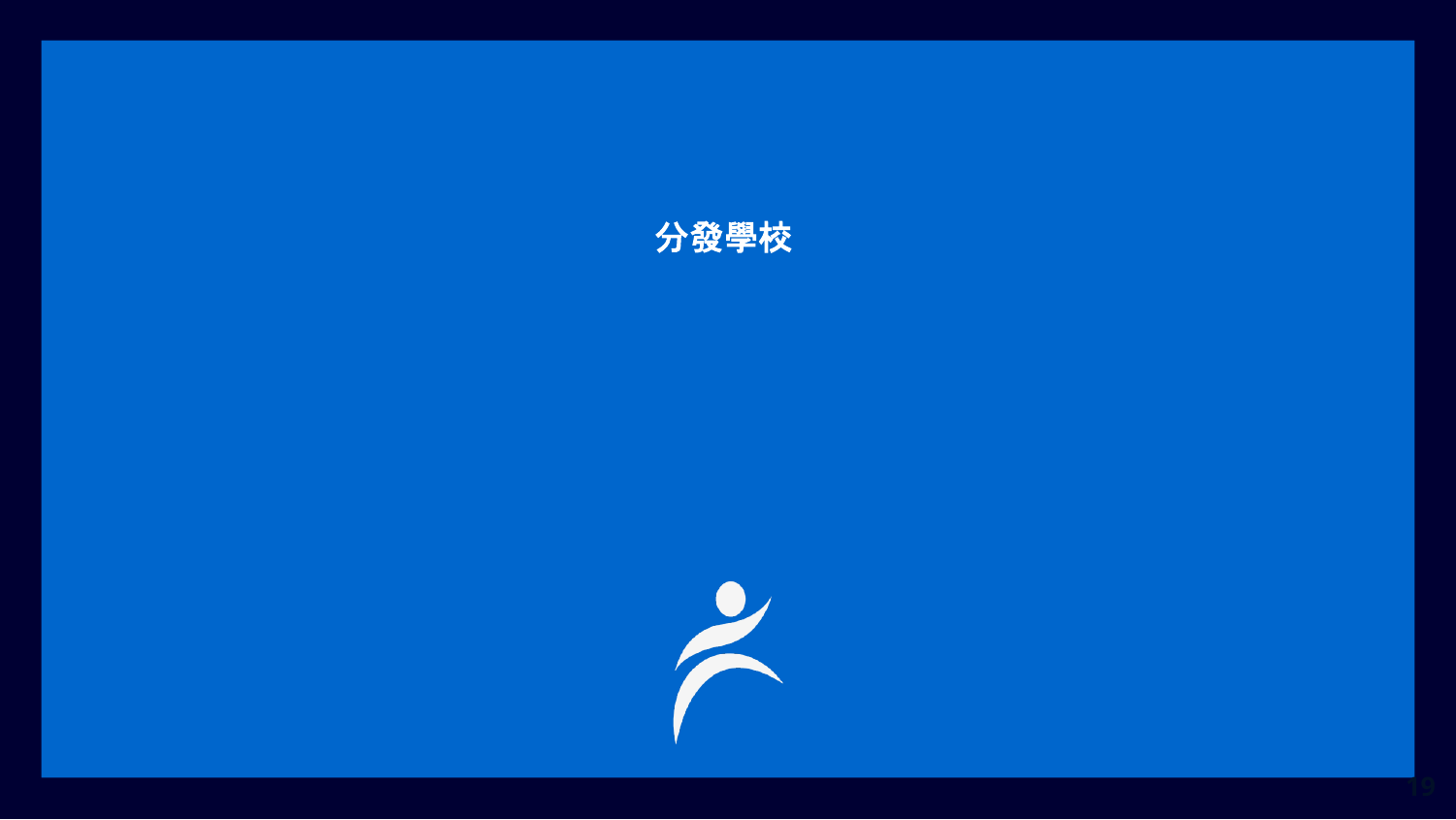# 分發學校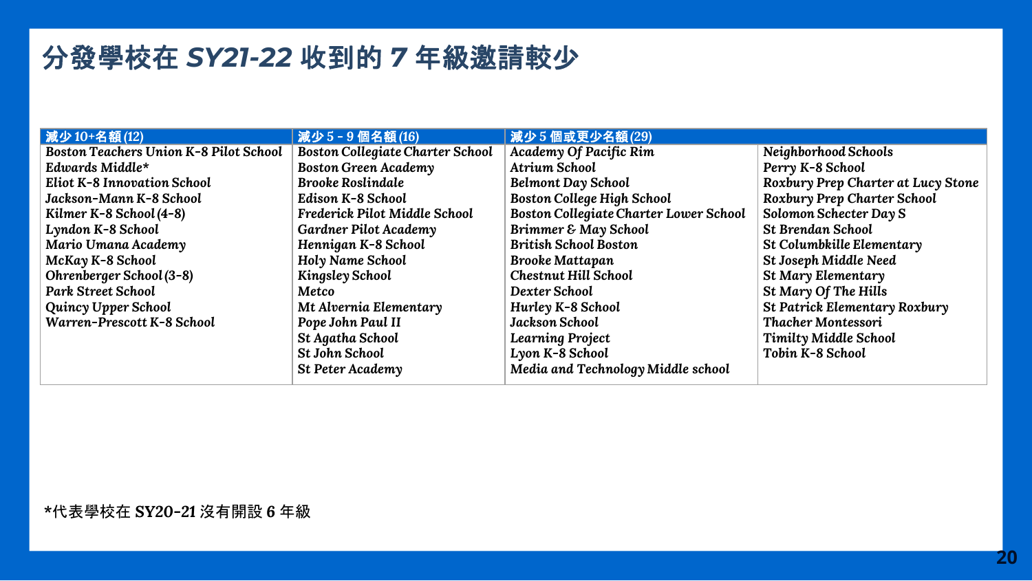# 分發學校在 *SY21-22* 收到的 7 年級邀請較少

| 減少 10+名額 (12) | 減少 5 - 9 個名額 (16) | 減少 5 個或更少名額 (29) | |
|---|---|---|---|
| Boston Teachers Union K-8 Pilot School | Boston Collegiate Charter School | Academy Of Pacific Rim | Neighborhood Schools |
| Edwards Middle* | Boston Green Academy | Atrium School | Perry K-8 School |
| Eliot K-8 Innovation School | Brooke Roslindale | Belmont Day School | Roxbury Prep Charter at Lucy Stone |
| Jackson-Mann K-8 School | Edison K-8 School | Boston College High School | Roxbury Prep Charter School |
| Kilmer K-8 School (4-8) | Frederick Pilot Middle School | Boston Collegiate Charter Lower School | Solomon Schecter Day S |
| Lyndon K-8 School | Gardner Pilot Academy | Brimmer & May School | St Brendan School |
| Mario Umana Academy | Hennigan K-8 School | British School Boston | St Columbkille Elementary |
| McKay K-8 School | Holy Name School | Brooke Mattapan | St Joseph Middle Need |
| Ohrenberger School (3-8) | Kingsley School | Chestnut Hill School | St Mary Elementary |
| Park Street School | Metco | Dexter School | St Mary Of The Hills |
| Quincy Upper School | Mt Alvernia Elementary | Hurley K-8 School | St Patrick Elementary Roxbury |
| Warren-Prescott K-8 School | Pope John Paul II | Jackson School | Thacher Montessori |
| | St Agatha School | Learning Project | Timilty Middle School |
| | St John School | Lyon K-8 School | Tobin K-8 School |
| | St Peter Academy | Media and Technology Middle school | |

*代表學校在 **SY20-21** 沒有開設 **6** 年級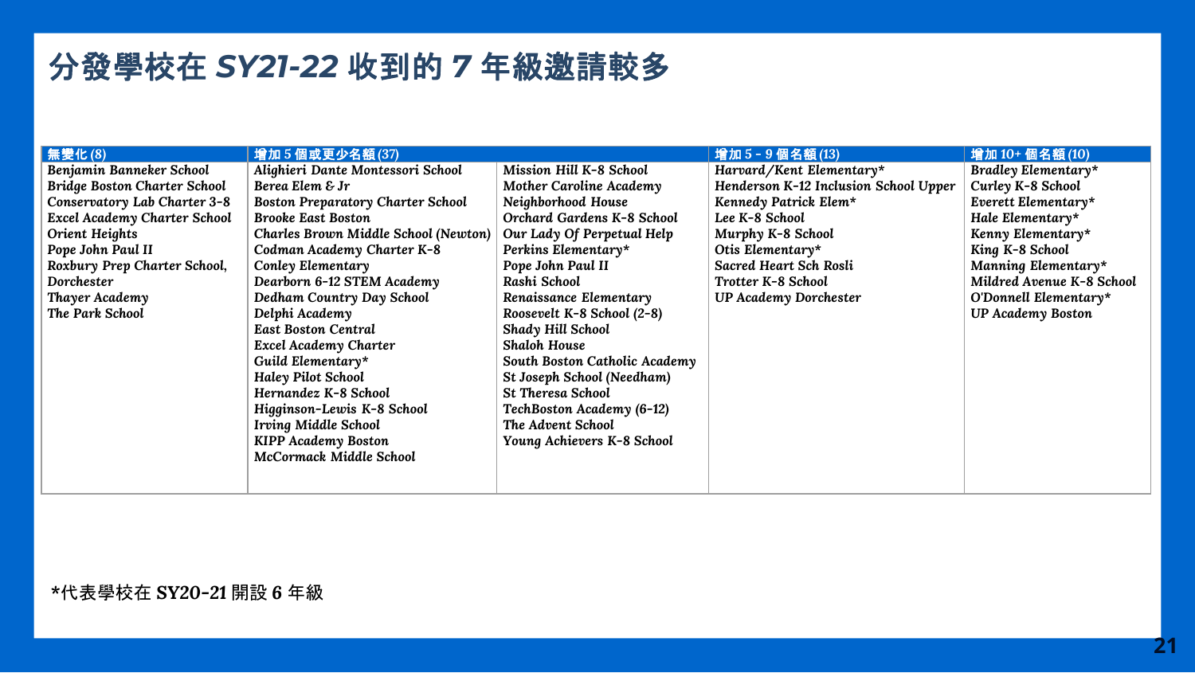# 分發學校在 *SY21-22* 收到的 *7* 年級邀請較多

| 無變化 (8) | 增加 5 個或更少名額 (37) | | 增加 5 - 9 個名額 (13) | 增加 10+ 個名額 (10) |
|---|---|---|---|---|
| *Benjamin Banneker School* | *Alighieri Dante Montessori School* | *Mission Hill K-8 School* | *Harvard/Kent Elementary** | *Bradley Elementary** |
| *Bridge Boston Charter School* | *Berea Elem & Jr* | *Mother Caroline Academy* | *Henderson K-12 Inclusion School Upper* | *Curley K-8 School* |
| *Conservatory Lab Charter 3-8* | *Boston Preparatory Charter School* | *Neighborhood House* | *Kennedy Patrick Elem** | *Everett Elementary** |
| *Excel Academy Charter School* | *Brooke East Boston* | *Orchard Gardens K-8 School* | *Lee K-8 School* | *Hale Elementary** |
| *Orient Heights* | *Charles Brown Middle School (Newton)* | *Our Lady Of Perpetual Help* | *Murphy K-8 School* | *Kenny Elementary** |
| *Pope John Paul II* | *Codman Academy Charter K-8* | *Perkins Elementary** | *Otis Elementary** | *King K-8 School* |
| *Roxbury Prep Charter School, Dorchester* | *Conley Elementary* | *Pope John Paul II* | *Sacred Heart Sch Rosli* | *Manning Elementary** |
| *Thayer Academy* | *Dearborn 6-12 STEM Academy* | *Rashi School* | *Trotter K-8 School* | *Mildred Avenue K-8 School* |
| *The Park School* | *Dedham Country Day School* | *Renaissance Elementary* | *UP Academy Dorchester* | *O'Donnell Elementary** |
| | *Delphi Academy* | *Roosevelt K-8 School (2-8)* | | *UP Academy Boston* |
| | *East Boston Central* | *Shady Hill School* | | |
| | *Excel Academy Charter* | *Shaloh House* | | |
| | *Guild Elementary** | *South Boston Catholic Academy* | | |
| | *Haley Pilot School* | *St Joseph School (Needham)* | | |
| | *Hernandez K-8 School* | *St Theresa School* | | |
| | *Higginson-Lewis K-8 School* | *TechBoston Academy (6-12)* | | |
| | *Irving Middle School* | *The Advent School* | | |
| | *KIPP Academy Boston* | *Young Achievers K-8 School* | | |
| | *McCormack Middle School* | | | |

*代表學校在 **SY20-21** 開設 **6** 年級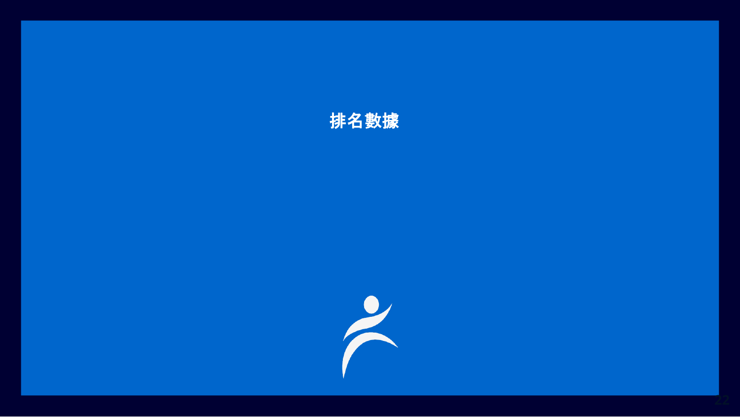# 排名數據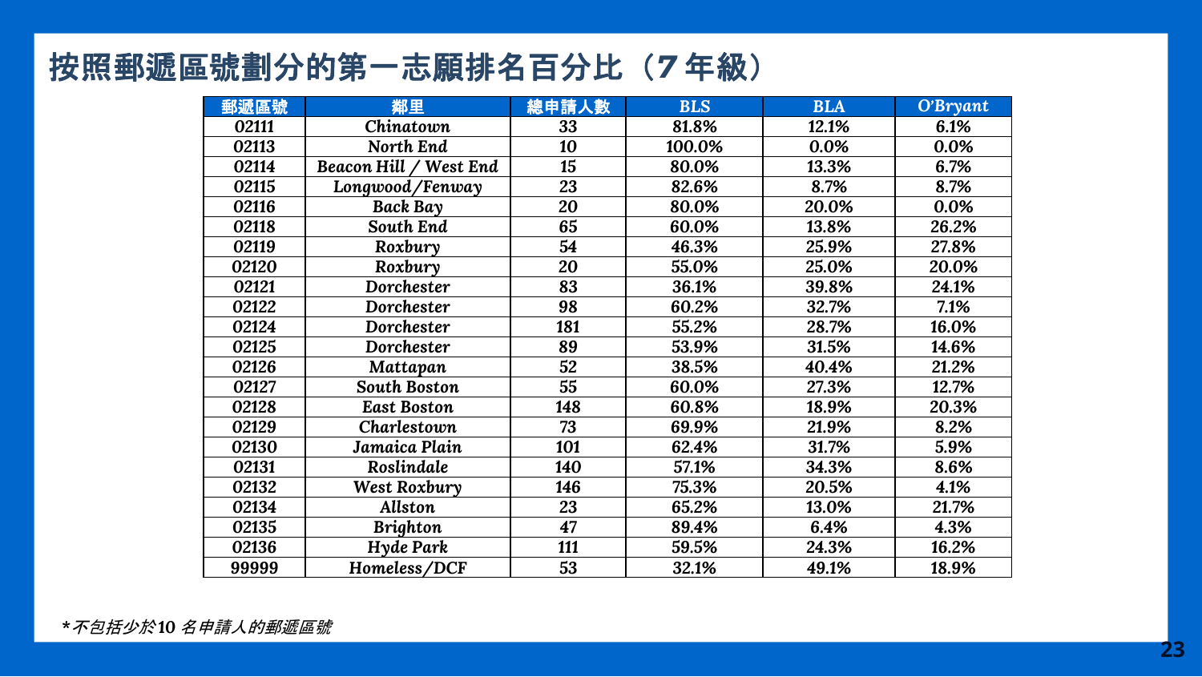# 按照郵遞區號劃分的第一志願排名百分比（7 年級）

| 郵遞區號 | 鄰里 | 總申請人數 | BLS | BLA | O'Bryant |
|---|---|---|---|---|---|
| 02111 | Chinatown | 33 | 81.8% | 12.1% | 6.1% |
| 02113 | North End | 10 | 100.0% | 0.0% | 0.0% |
| 02114 | Beacon Hill / West End | 15 | 80.0% | 13.3% | 6.7% |
| 02115 | Longwood/Fenway | 23 | 82.6% | 8.7% | 8.7% |
| 02116 | Back Bay | 20 | 80.0% | 20.0% | 0.0% |
| 02118 | South End | 65 | 60.0% | 13.8% | 26.2% |
| 02119 | Roxbury | 54 | 46.3% | 25.9% | 27.8% |
| 02120 | Roxbury | 20 | 55.0% | 25.0% | 20.0% |
| 02121 | Dorchester | 83 | 36.1% | 39.8% | 24.1% |
| 02122 | Dorchester | 98 | 60.2% | 32.7% | 7.1% |
| 02124 | Dorchester | 181 | 55.2% | 28.7% | 16.0% |
| 02125 | Dorchester | 89 | 53.9% | 31.5% | 14.6% |
| 02126 | Mattapan | 52 | 38.5% | 40.4% | 21.2% |
| 02127 | South Boston | 55 | 60.0% | 27.3% | 12.7% |
| 02128 | East Boston | 148 | 60.8% | 18.9% | 20.3% |
| 02129 | Charlestown | 73 | 69.9% | 21.9% | 8.2% |
| 02130 | Jamaica Plain | 101 | 62.4% | 31.7% | 5.9% |
| 02131 | Roslindale | 140 | 57.1% | 34.3% | 8.6% |
| 02132 | West Roxbury | 146 | 75.3% | 20.5% | 4.1% |
| 02134 | Allston | 23 | 65.2% | 13.0% | 21.7% |
| 02135 | Brighton | 47 | 89.4% | 6.4% | 4.3% |
| 02136 | Hyde Park | 111 | 59.5% | 24.3% | 16.2% |
| 99999 | Homeless/DCF | 53 | 32.1% | 49.1% | 18.9% |

*\*不包括少於10 名申請人的郵遞區號*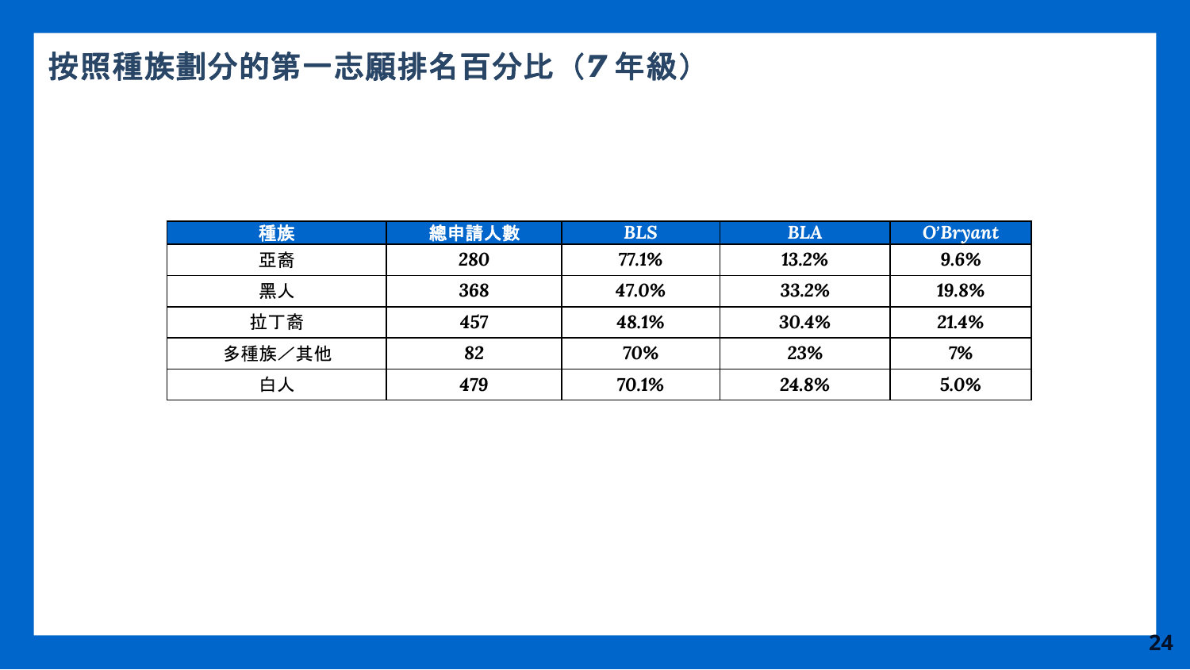# 按照種族劃分的第一志願排名百分比（7 年級）

| 種族 | 總申請人數 | BLS | BLA | O'Bryant |
|---|---|---|---|---|
| 亞裔 | 280 | 77.1% | 13.2% | 9.6% |
| 黑人 | 368 | 47.0% | 33.2% | 19.8% |
| 拉丁裔 | 457 | 48.1% | 30.4% | 21.4% |
| 多種族／其他 | 82 | 70% | 23% | 7% |
| 白人 | 479 | 70.1% | 24.8% | 5.0% |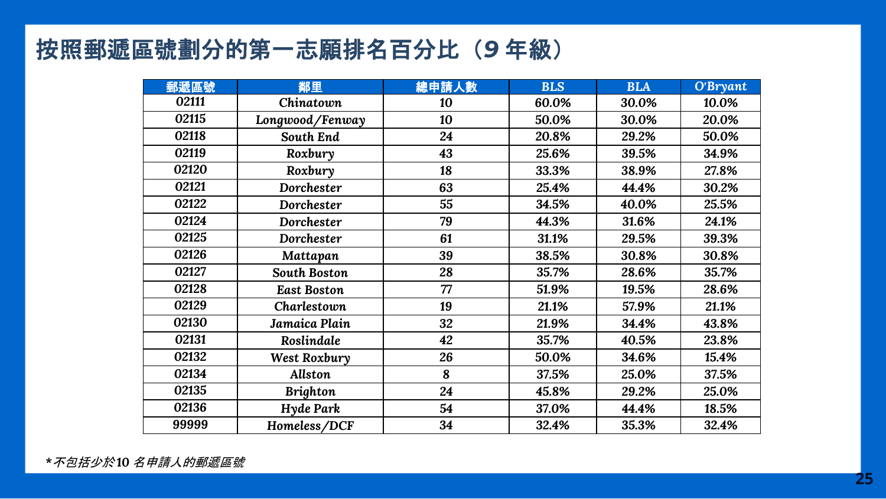# 按照郵遞區號劃分的第一志願排名百分比（9 年級）

| 郵遞區號 | 鄰里 | 總申請人數 | BLS | BLA | O'Bryant |
|---|---|---|---|---|---|
| 02111 | Chinatown | 10 | 60.0% | 30.0% | 10.0% |
| 02115 | Longwood/Fenway | 10 | 50.0% | 30.0% | 20.0% |
| 02118 | South End | 24 | 20.8% | 29.2% | 50.0% |
| 02119 | Roxbury | 43 | 25.6% | 39.5% | 34.9% |
| 02120 | Roxbury | 18 | 33.3% | 38.9% | 27.8% |
| 02121 | Dorchester | 63 | 25.4% | 44.4% | 30.2% |
| 02122 | Dorchester | 55 | 34.5% | 40.0% | 25.5% |
| 02124 | Dorchester | 79 | 44.3% | 31.6% | 24.1% |
| 02125 | Dorchester | 61 | 31.1% | 29.5% | 39.3% |
| 02126 | Mattapan | 39 | 38.5% | 30.8% | 30.8% |
| 02127 | South Boston | 28 | 35.7% | 28.6% | 35.7% |
| 02128 | East Boston | 77 | 51.9% | 19.5% | 28.6% |
| 02129 | Charlestown | 19 | 21.1% | 57.9% | 21.1% |
| 02130 | Jamaica Plain | 32 | 21.9% | 34.4% | 43.8% |
| 02131 | Roslindale | 42 | 35.7% | 40.5% | 23.8% |
| 02132 | West Roxbury | 26 | 50.0% | 34.6% | 15.4% |
| 02134 | Allston | 8 | 37.5% | 25.0% | 37.5% |
| 02135 | Brighton | 24 | 45.8% | 29.2% | 25.0% |
| 02136 | Hyde Park | 54 | 37.0% | 44.4% | 18.5% |
| 99999 | Homeless/DCF | 34 | 32.4% | 35.3% | 32.4% |

*\*不包括少於10 名申請人的郵遞區號*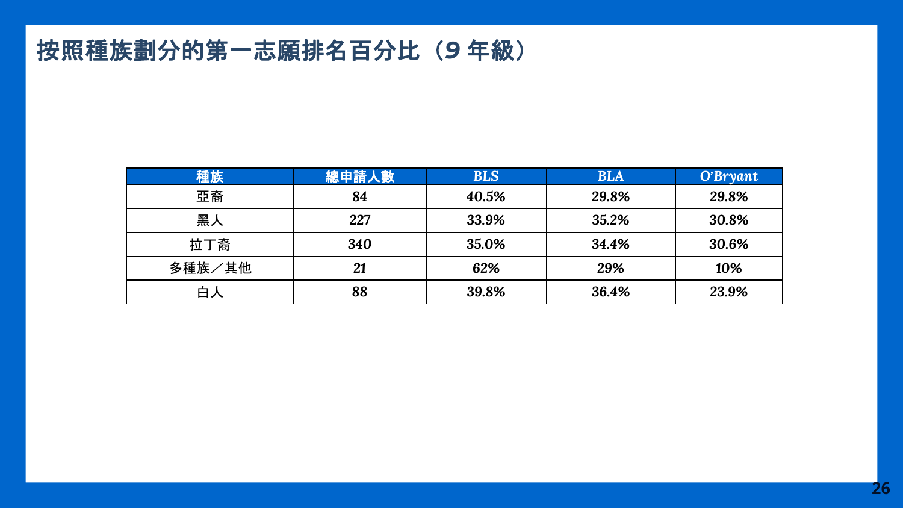# 按照種族劃分的第一志願排名百分比（9 年級）

| 種族 | 總申請人數 | BLS | BLA | O'Bryant |
|---|---|---|---|---|
| 亞裔 | 84 | 40.5% | 29.8% | 29.8% |
| 黑人 | 227 | 33.9% | 35.2% | 30.8% |
| 拉丁裔 | 340 | 35.0% | 34.4% | 30.6% |
| 多種族／其他 | 21 | 62% | 29% | 10% |
| 白人 | 88 | 39.8% | 36.4% | 23.9% |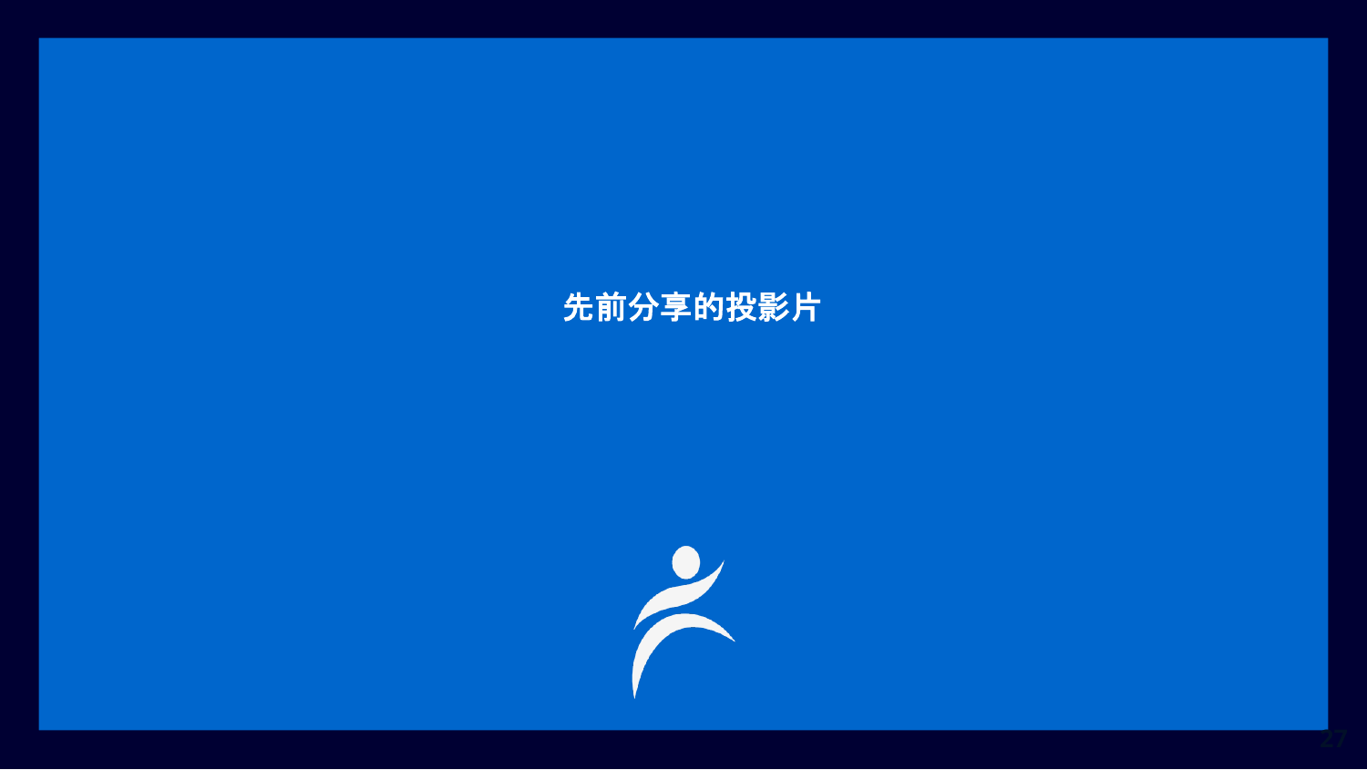# 先前分享的投影片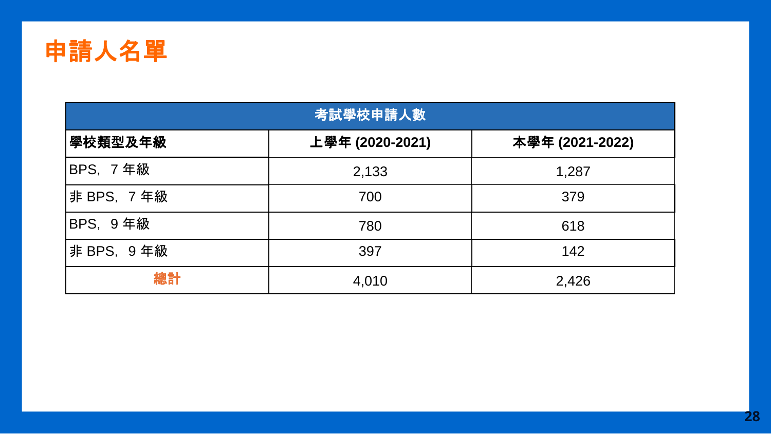# 申請人名單

| 考試學校申請人數 | | |
|---|---|---|
| **學校類型及年級** | **上學年 (2020-2021)** | **本學年 (2021-2022)** |
| BPS，7 年級 | 2,133 | 1,287 |
| 非 BPS，7 年級 | 700 | 379 |
| BPS，9 年級 | 780 | 618 |
| 非 BPS，9 年級 | 397 | 142 |
| 總計 | 4,010 | 2,426 |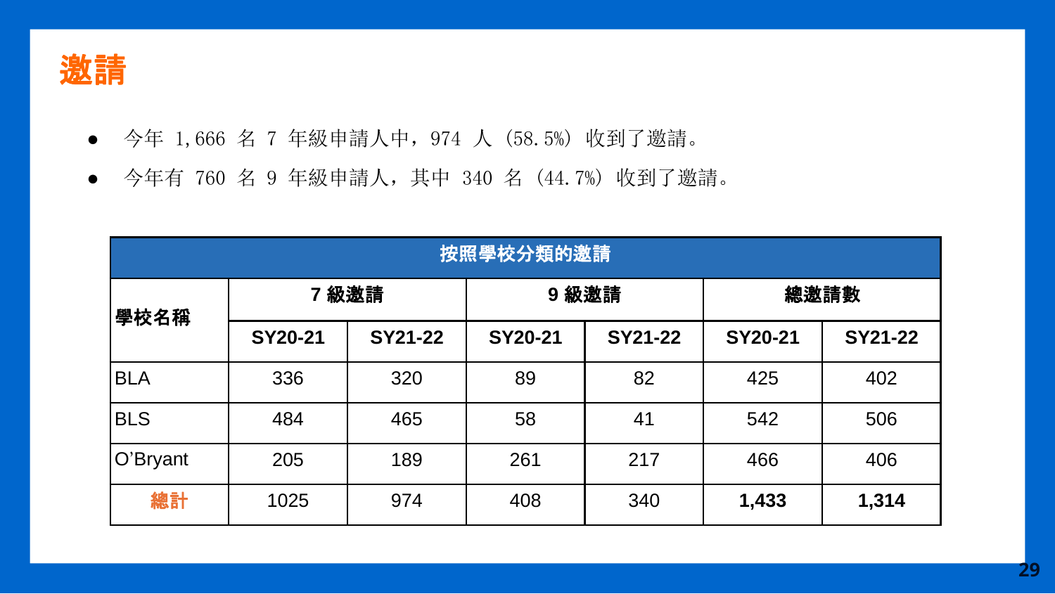# 邀請

- 今年 1,666 名 7 年級申請人中，974 人（58.5%）收到了邀請。
- 今年有 760 名 9 年級申請人，其中 340 名（44.7%）收到了邀請。

| 按照學校分類的邀請 | | | | | | |
|---|---|---|---|---|---|---|
| **學校名稱** | **7 級邀請** | | **9 級邀請** | | **總邀請數** | |
| | **SY20-21** | **SY21-22** | **SY20-21** | **SY21-22** | **SY20-21** | **SY21-22** |
| BLA | 336 | 320 | 89 | 82 | 425 | 402 |
| BLS | 484 | 465 | 58 | 41 | 542 | 506 |
| O'Bryant | 205 | 189 | 261 | 217 | 466 | 406 |
| **總計** | 1025 | 974 | 408 | 340 | **1,433** | **1,314** |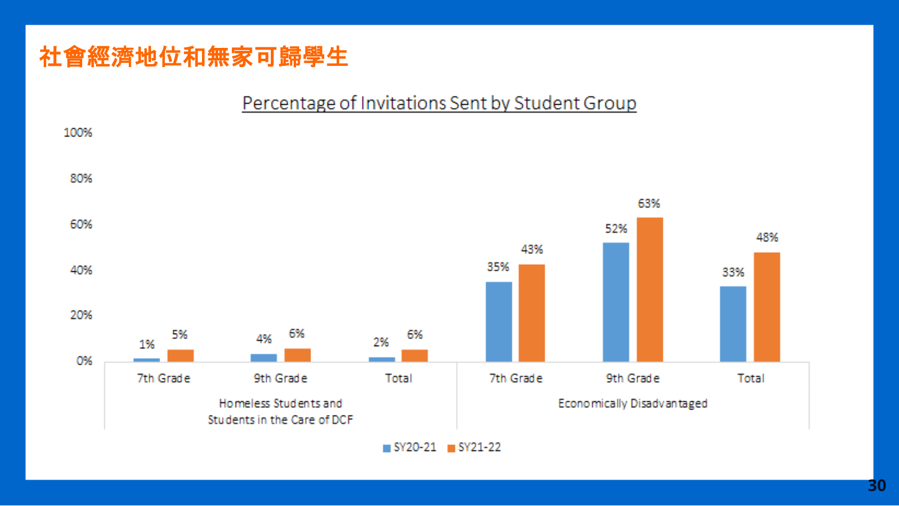# 社會經濟地位和無家可歸學生

## Percentage of Invitations Sent by Student Group

| Student Group | Grade | SY20-21 | SY21-22 |
|---|---|---|---|
| Homeless Students and Students in the Care of DCF | 7th Grade | 1% | 5% |
| | 9th Grade | 4% | 6% |
| | Total | 2% | 6% |
| Economically Disadvantaged | 7th Grade | 35% | 43% |
| | 9th Grade | 52% | 63% |
| | Total | 33% | 48% |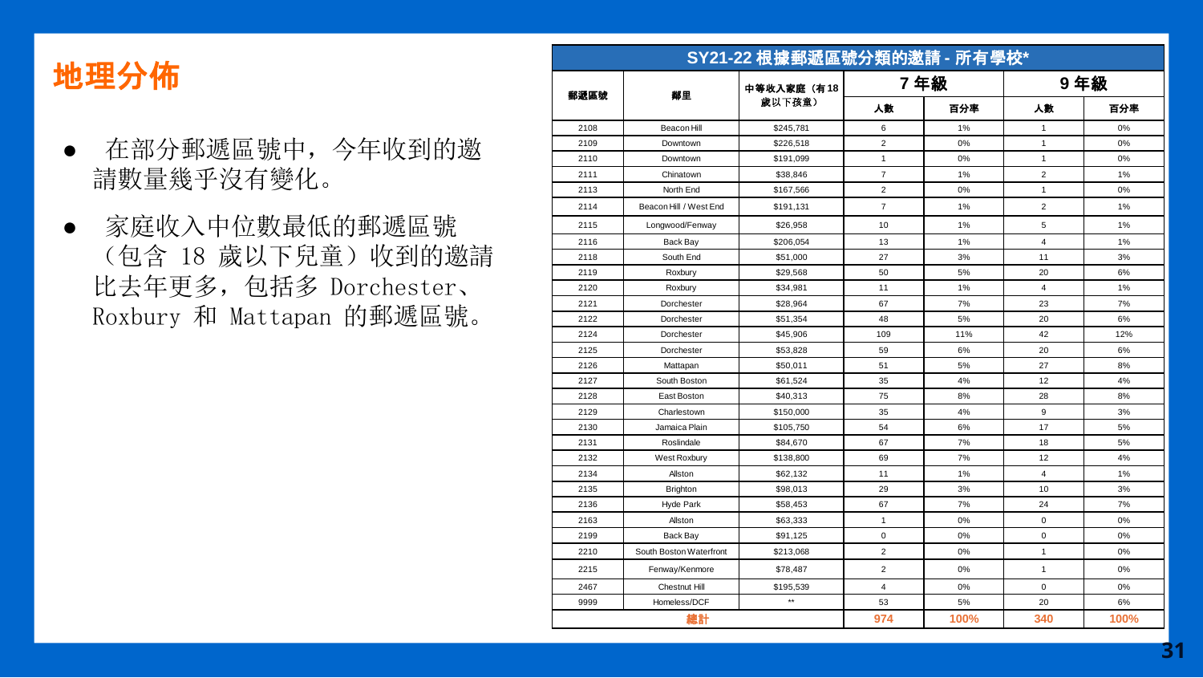# 地理分佈

- 在部分郵遞區號中，今年收到的邀請數量幾乎沒有變化。
- 家庭收入中位數最低的郵遞區號（包含 18 歲以下兒童）收到的邀請比去年更多，包括多 Dorchester、Roxbury 和 Mattapan 的郵遞區號。

**SY21-22 根據郵遞區號分類的邀請 - 所有學校***

| 郵遞區號 | 鄉里 | 中等收入家庭（有 18 歲以下孩童） | 7 年級 | | 9 年級 | |
|---|---|---|---|---|---|---|
| | | | 人數 | 百分率 | 人數 | 百分率 |
| 2108 | Beacon Hill | $245,781 | 6 | 1% | 1 | 0% |
| 2109 | Downtown | $226,518 | 2 | 0% | 1 | 0% |
| 2110 | Downtown | $191,099 | 1 | 0% | 1 | 0% |
| 2111 | Chinatown | $38,846 | 7 | 1% | 2 | 1% |
| 2113 | North End | $167,566 | 2 | 0% | 1 | 0% |
| 2114 | Beacon Hill / West End | $191,131 | 7 | 1% | 2 | 1% |
| 2115 | Longwood/Fenway | $26,958 | 10 | 1% | 5 | 1% |
| 2116 | Back Bay | $206,054 | 13 | 1% | 4 | 1% |
| 2118 | South End | $51,000 | 27 | 3% | 11 | 3% |
| 2119 | Roxbury | $29,568 | 50 | 5% | 20 | 6% |
| 2120 | Roxbury | $34,981 | 11 | 1% | 4 | 1% |
| 2121 | Dorchester | $28,964 | 67 | 7% | 23 | 7% |
| 2122 | Dorchester | $51,354 | 48 | 5% | 20 | 6% |
| 2124 | Dorchester | $45,906 | 109 | 11% | 42 | 12% |
| 2125 | Dorchester | $53,828 | 59 | 6% | 20 | 6% |
| 2126 | Mattapan | $50,011 | 51 | 5% | 27 | 8% |
| 2127 | South Boston | $61,524 | 35 | 4% | 12 | 4% |
| 2128 | East Boston | $40,313 | 75 | 8% | 28 | 8% |
| 2129 | Charlestown | $150,000 | 35 | 4% | 9 | 3% |
| 2130 | Jamaica Plain | $105,750 | 54 | 6% | 17 | 5% |
| 2131 | Roslindale | $84,670 | 67 | 7% | 18 | 5% |
| 2132 | West Roxbury | $138,800 | 69 | 7% | 12 | 4% |
| 2134 | Allston | $62,132 | 11 | 1% | 4 | 1% |
| 2135 | Brighton | $98,013 | 29 | 3% | 10 | 3% |
| 2136 | Hyde Park | $58,453 | 67 | 7% | 24 | 7% |
| 2163 | Allston | $63,333 | 1 | 0% | 0 | 0% |
| 2199 | Back Bay | $91,125 | 0 | 0% | 0 | 0% |
| 2210 | South Boston Waterfront | $213,068 | 2 | 0% | 1 | 0% |
| 2215 | Fenway/Kenmore | $78,487 | 2 | 0% | 1 | 0% |
| 2467 | Chestnut Hill | $195,539 | 4 | 0% | 0 | 0% |
| 9999 | Homeless/DCF | ** | 53 | 5% | 20 | 6% |
| 總計 | | | 974 | 100% | 340 | 100% |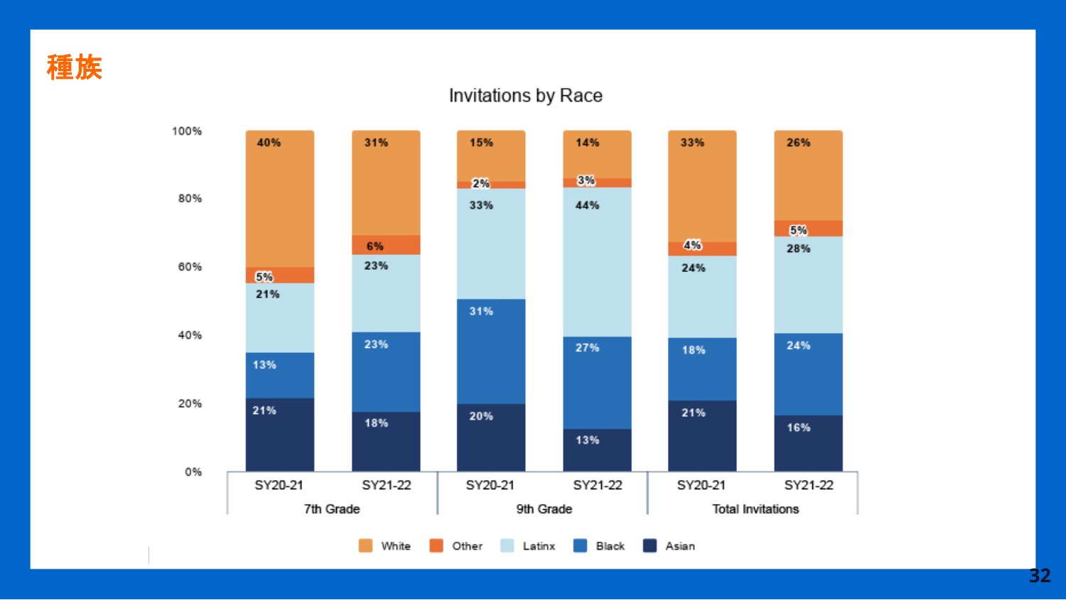# 種族

## Invitations by Race

| | 7th Grade SY20-21 | 7th Grade SY21-22 | 9th Grade SY20-21 | 9th Grade SY21-22 | Total Invitations SY20-21 | Total Invitations SY21-22 |
|---|---|---|---|---|---|---|
| White | 40% | 31% | 15% | 14% | 33% | 26% |
| Other | 5% | 6% | 2% | 3% | 4% | 5% |
| Latinx | 21% | 23% | 33% | 44% | 24% | 28% |
| Black | 13% | 23% | 31% | 27% | 18% | 24% |
| Asian | 21% | 18% | 20% | 13% | 21% | 16% |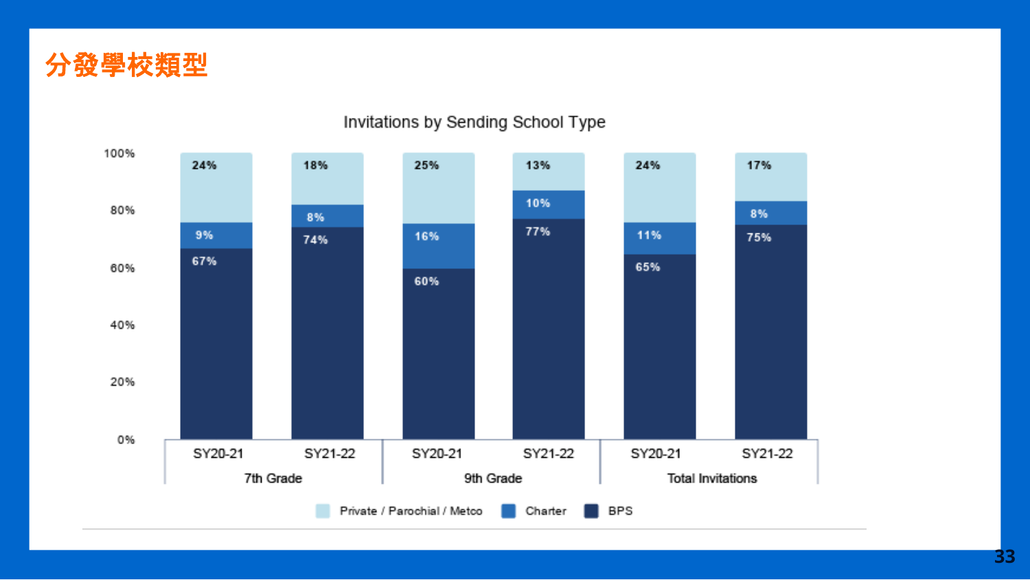# 分發學校類型

Invitations by Sending School Type

| | 7th Grade SY20-21 | 7th Grade SY21-22 | 9th Grade SY20-21 | 9th Grade SY21-22 | Total Invitations SY20-21 | Total Invitations SY21-22 |
|---|---|---|---|---|---|---|
| Private / Parochial / Metco | 24% | 18% | 25% | 13% | 24% | 17% |
| Charter | 9% | 8% | 16% | 10% | 11% | 8% |
| BPS | 67% | 74% | 60% | 77% | 65% | 75% |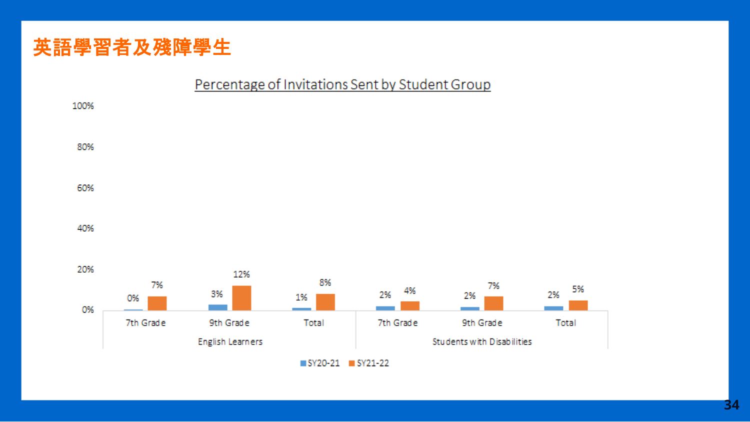# 英語學習者及殘障學生

Percentage of Invitations Sent by Student Group

100%
80%
60%
40%
20%
0%

0% 7%
3% 12%
1% 8%
2% 4%
2% 7%
2% 5%

7th Grade
9th Grade
Total
English Learners

7th Grade
9th Grade
Total
Students with Disabilities

SY20-21 SY21-22